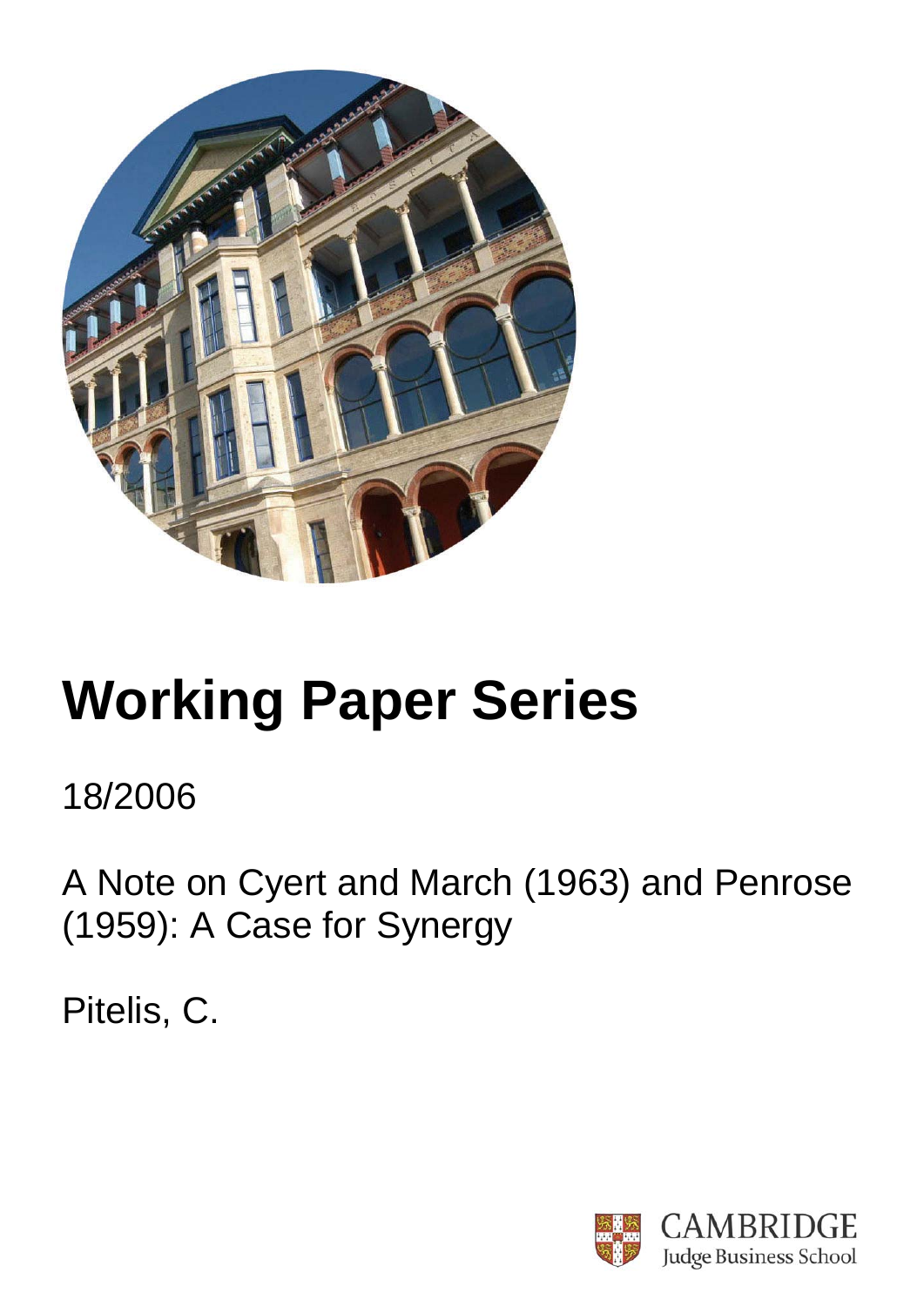# Working Paper Series

18/2006

A Note on Cyert and March (1963) and Penrose (1959): A Case for Synergy

Pitelis, C.

CAMBRIDGE
Judge Business School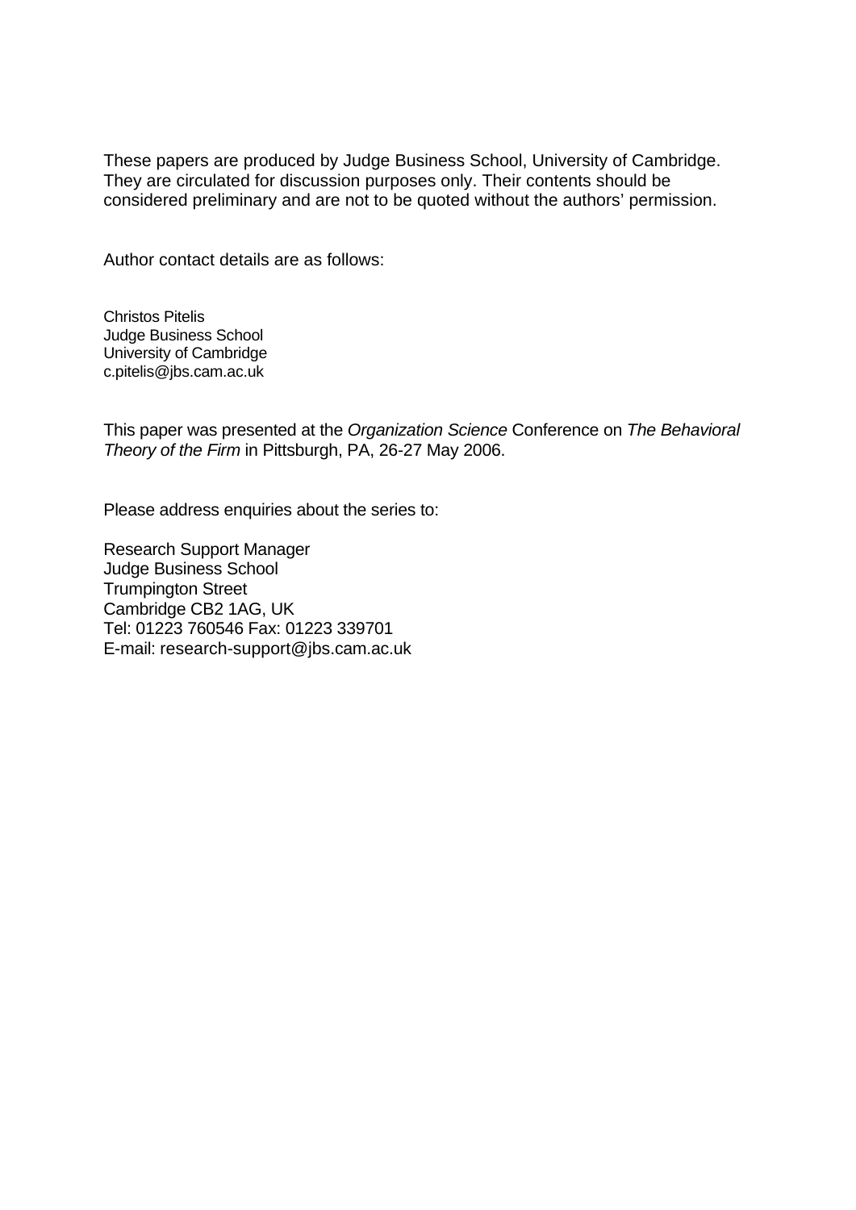These papers are produced by Judge Business School, University of Cambridge. They are circulated for discussion purposes only. Their contents should be considered preliminary and are not to be quoted without the authors' permission.

Author contact details are as follows:

Christos Pitelis
Judge Business School
University of Cambridge
c.pitelis@jbs.cam.ac.uk

This paper was presented at the *Organization Science* Conference on *The Behavioral Theory of the Firm* in Pittsburgh, PA, 26-27 May 2006.

Please address enquiries about the series to:

Research Support Manager
Judge Business School
Trumpington Street
Cambridge CB2 1AG, UK
Tel: 01223 760546 Fax: 01223 339701
E-mail: research-support@jbs.cam.ac.uk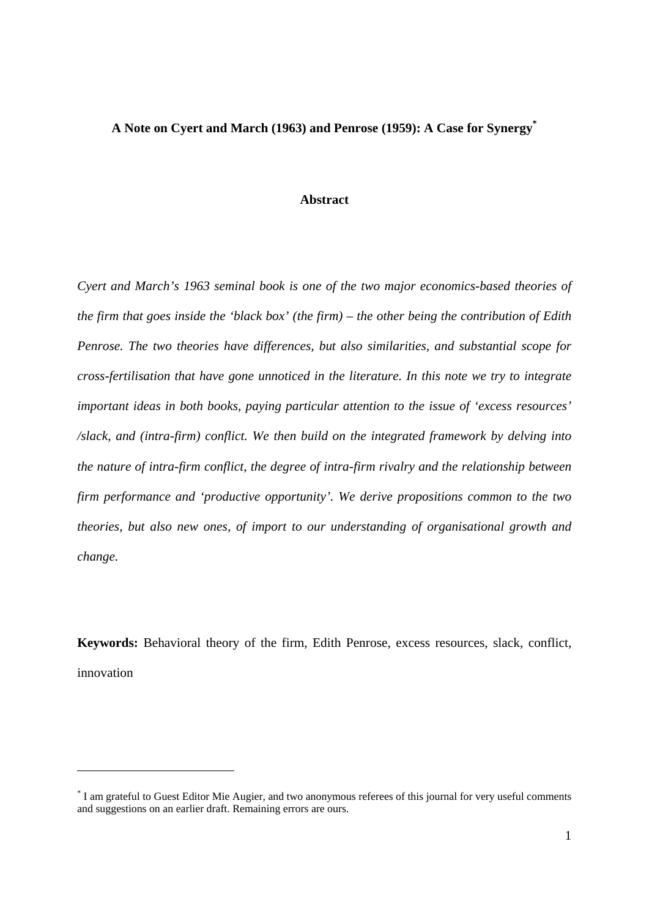**A Note on Cyert and March (1963) and Penrose (1959): A Case for Synergy***

**Abstract**

*Cyert and March's 1963 seminal book is one of the two major economics-based theories of the firm that goes inside the 'black box' (the firm) – the other being the contribution of Edith Penrose. The two theories have differences, but also similarities, and substantial scope for cross-fertilisation that have gone unnoticed in the literature. In this note we try to integrate important ideas in both books, paying particular attention to the issue of 'excess resources' /slack, and (intra-firm) conflict. We then build on the integrated framework by delving into the nature of intra-firm conflict, the degree of intra-firm rivalry and the relationship between firm performance and 'productive opportunity'. We derive propositions common to the two theories, but also new ones, of import to our understanding of organisational growth and change.*

**Keywords:** Behavioral theory of the firm, Edith Penrose, excess resources, slack, conflict, innovation

---

* I am grateful to Guest Editor Mie Augier, and two anonymous referees of this journal for very useful comments and suggestions on an earlier draft. Remaining errors are ours.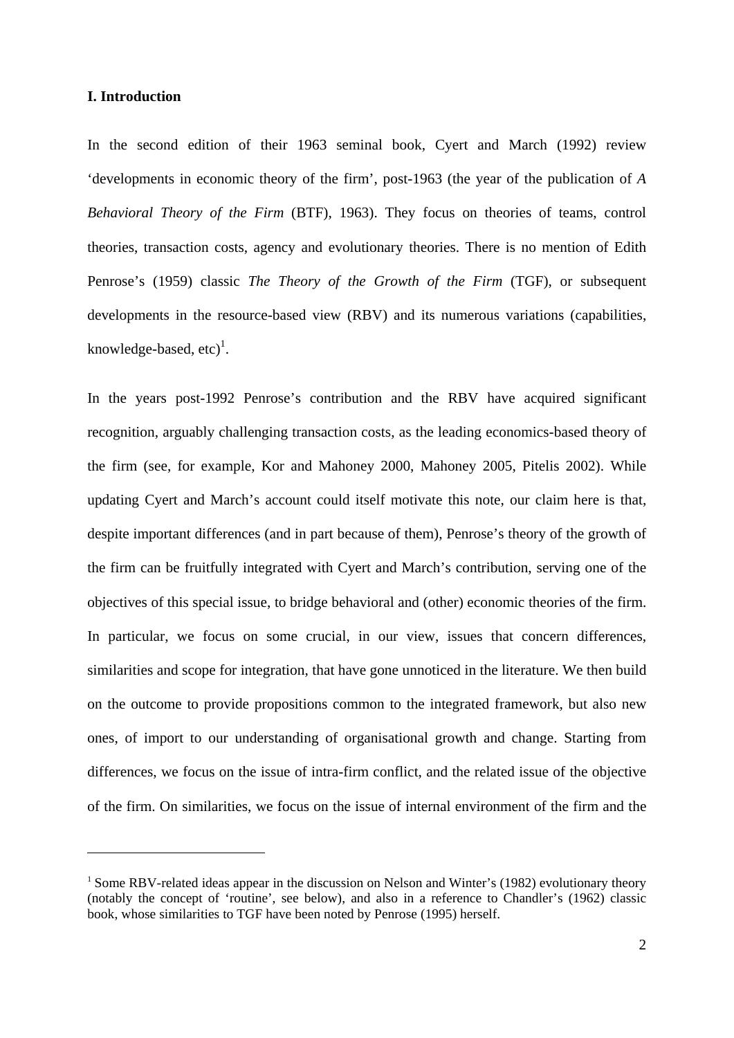## I. Introduction

In the second edition of their 1963 seminal book, Cyert and March (1992) review 'developments in economic theory of the firm', post-1963 (the year of the publication of *A Behavioral Theory of the Firm* (BTF), 1963). They focus on theories of teams, control theories, transaction costs, agency and evolutionary theories. There is no mention of Edith Penrose's (1959) classic *The Theory of the Growth of the Firm* (TGF), or subsequent developments in the resource-based view (RBV) and its numerous variations (capabilities, knowledge-based, etc)[1].

In the years post-1992 Penrose's contribution and the RBV have acquired significant recognition, arguably challenging transaction costs, as the leading economics-based theory of the firm (see, for example, Kor and Mahoney 2000, Mahoney 2005, Pitelis 2002). While updating Cyert and March's account could itself motivate this note, our claim here is that, despite important differences (and in part because of them), Penrose's theory of the growth of the firm can be fruitfully integrated with Cyert and March's contribution, serving one of the objectives of this special issue, to bridge behavioral and (other) economic theories of the firm. In particular, we focus on some crucial, in our view, issues that concern differences, similarities and scope for integration, that have gone unnoticed in the literature. We then build on the outcome to provide propositions common to the integrated framework, but also new ones, of import to our understanding of organisational growth and change. Starting from differences, we focus on the issue of intra-firm conflict, and the related issue of the objective of the firm. On similarities, we focus on the issue of internal environment of the firm and the

[1] Some RBV-related ideas appear in the discussion on Nelson and Winter's (1982) evolutionary theory (notably the concept of 'routine', see below), and also in a reference to Chandler's (1962) classic book, whose similarities to TGF have been noted by Penrose (1995) herself.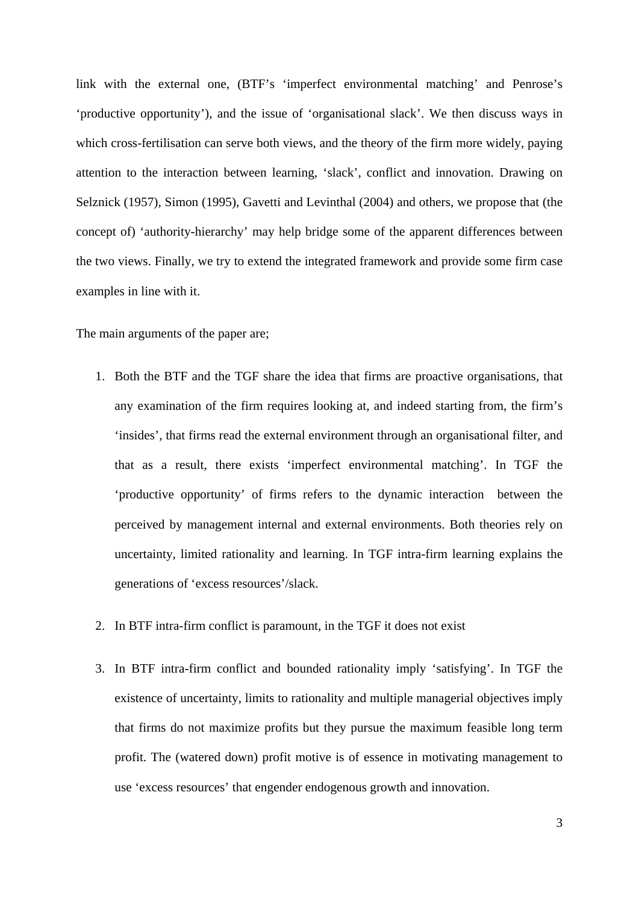link with the external one, (BTF's 'imperfect environmental matching' and Penrose's 'productive opportunity'), and the issue of 'organisational slack'. We then discuss ways in which cross-fertilisation can serve both views, and the theory of the firm more widely, paying attention to the interaction between learning, 'slack', conflict and innovation. Drawing on Selznick (1957), Simon (1995), Gavetti and Levinthal (2004) and others, we propose that (the concept of) 'authority-hierarchy' may help bridge some of the apparent differences between the two views. Finally, we try to extend the integrated framework and provide some firm case examples in line with it.

The main arguments of the paper are;

1. Both the BTF and the TGF share the idea that firms are proactive organisations, that any examination of the firm requires looking at, and indeed starting from, the firm's 'insides', that firms read the external environment through an organisational filter, and that as a result, there exists 'imperfect environmental matching'. In TGF the 'productive opportunity' of firms refers to the dynamic interaction between the perceived by management internal and external environments. Both theories rely on uncertainty, limited rationality and learning. In TGF intra-firm learning explains the generations of 'excess resources'/slack.

2. In BTF intra-firm conflict is paramount, in the TGF it does not exist

3. In BTF intra-firm conflict and bounded rationality imply 'satisfying'. In TGF the existence of uncertainty, limits to rationality and multiple managerial objectives imply that firms do not maximize profits but they pursue the maximum feasible long term profit. The (watered down) profit motive is of essence in motivating management to use 'excess resources' that engender endogenous growth and innovation.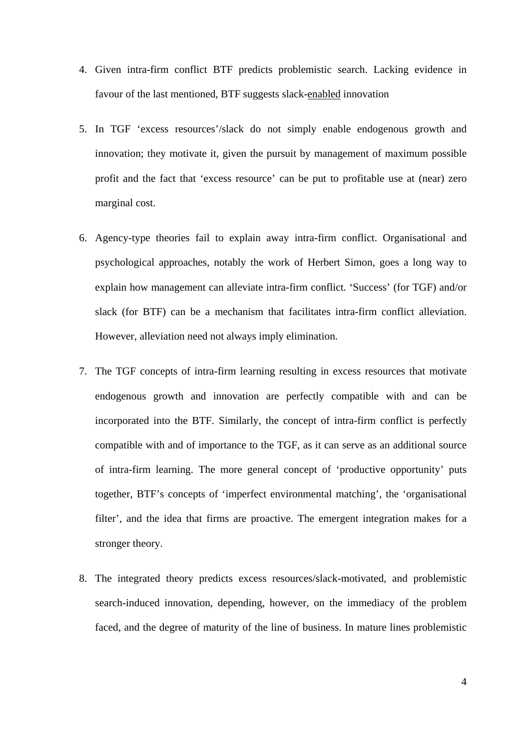4. Given intra-firm conflict BTF predicts problemistic search. Lacking evidence in favour of the last mentioned, BTF suggests slack-<u>enabled</u> innovation

5. In TGF ‘excess resources’/slack do not simply enable endogenous growth and innovation; they motivate it, given the pursuit by management of maximum possible profit and the fact that ‘excess resource’ can be put to profitable use at (near) zero marginal cost.

6. Agency-type theories fail to explain away intra-firm conflict. Organisational and psychological approaches, notably the work of Herbert Simon, goes a long way to explain how management can alleviate intra-firm conflict. ‘Success’ (for TGF) and/or slack (for BTF) can be a mechanism that facilitates intra-firm conflict alleviation. However, alleviation need not always imply elimination.

7. The TGF concepts of intra-firm learning resulting in excess resources that motivate endogenous growth and innovation are perfectly compatible with and can be incorporated into the BTF. Similarly, the concept of intra-firm conflict is perfectly compatible with and of importance to the TGF, as it can serve as an additional source of intra-firm learning. The more general concept of ‘productive opportunity’ puts together, BTF’s concepts of ‘imperfect environmental matching’, the ‘organisational filter’, and the idea that firms are proactive. The emergent integration makes for a stronger theory.

8. The integrated theory predicts excess resources/slack-motivated, and problemistic search-induced innovation, depending, however, on the immediacy of the problem faced, and the degree of maturity of the line of business. In mature lines problemistic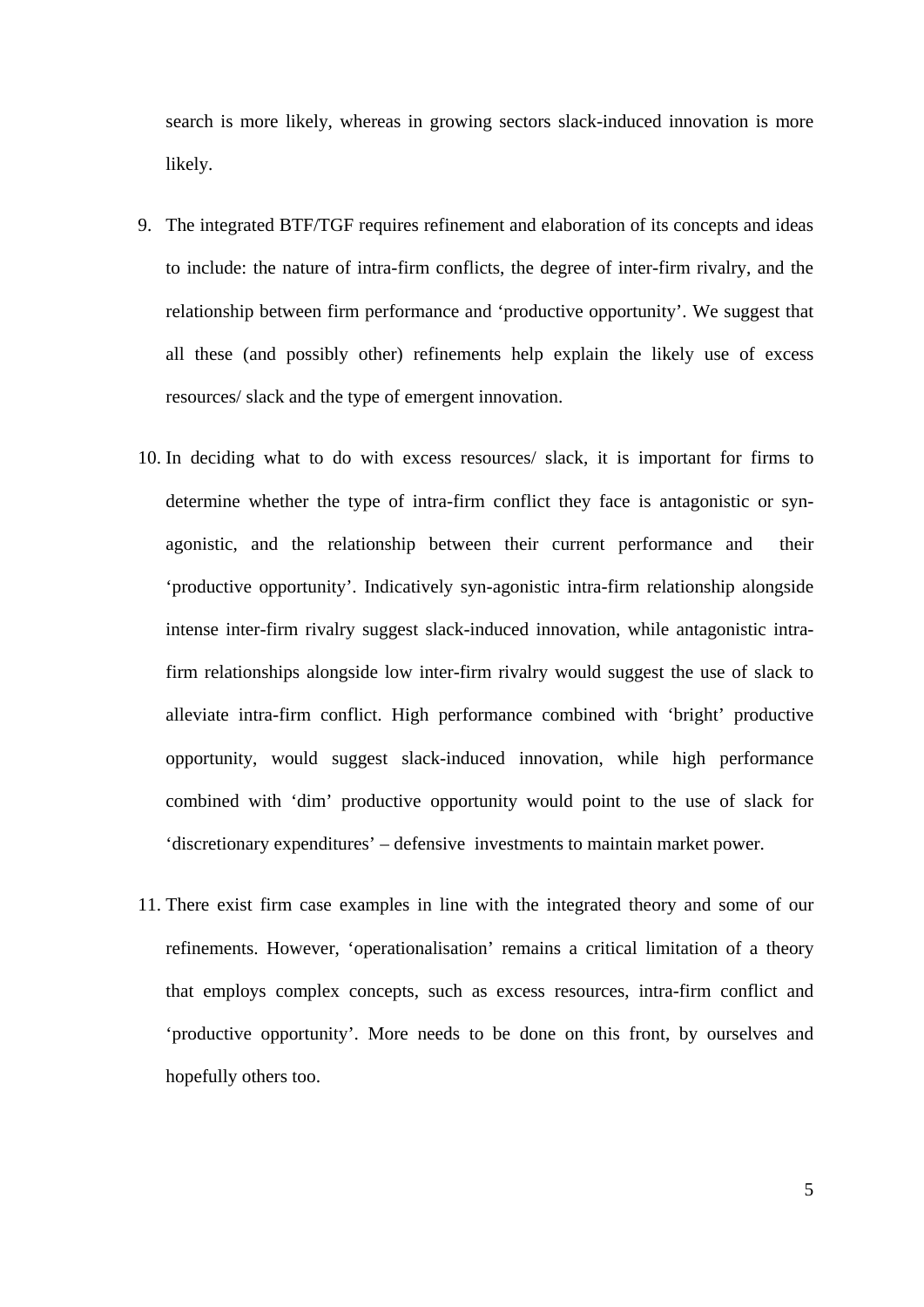search is more likely, whereas in growing sectors slack-induced innovation is more likely.

9. The integrated BTF/TGF requires refinement and elaboration of its concepts and ideas to include: the nature of intra-firm conflicts, the degree of inter-firm rivalry, and the relationship between firm performance and 'productive opportunity'. We suggest that all these (and possibly other) refinements help explain the likely use of excess resources/ slack and the type of emergent innovation.

10. In deciding what to do with excess resources/ slack, it is important for firms to determine whether the type of intra-firm conflict they face is antagonistic or syn-agonistic, and the relationship between their current performance and their 'productive opportunity'. Indicatively syn-agonistic intra-firm relationship alongside intense inter-firm rivalry suggest slack-induced innovation, while antagonistic intra-firm relationships alongside low inter-firm rivalry would suggest the use of slack to alleviate intra-firm conflict. High performance combined with 'bright' productive opportunity, would suggest slack-induced innovation, while high performance combined with 'dim' productive opportunity would point to the use of slack for 'discretionary expenditures' – defensive investments to maintain market power.

11. There exist firm case examples in line with the integrated theory and some of our refinements. However, 'operationalisation' remains a critical limitation of a theory that employs complex concepts, such as excess resources, intra-firm conflict and 'productive opportunity'. More needs to be done on this front, by ourselves and hopefully others too.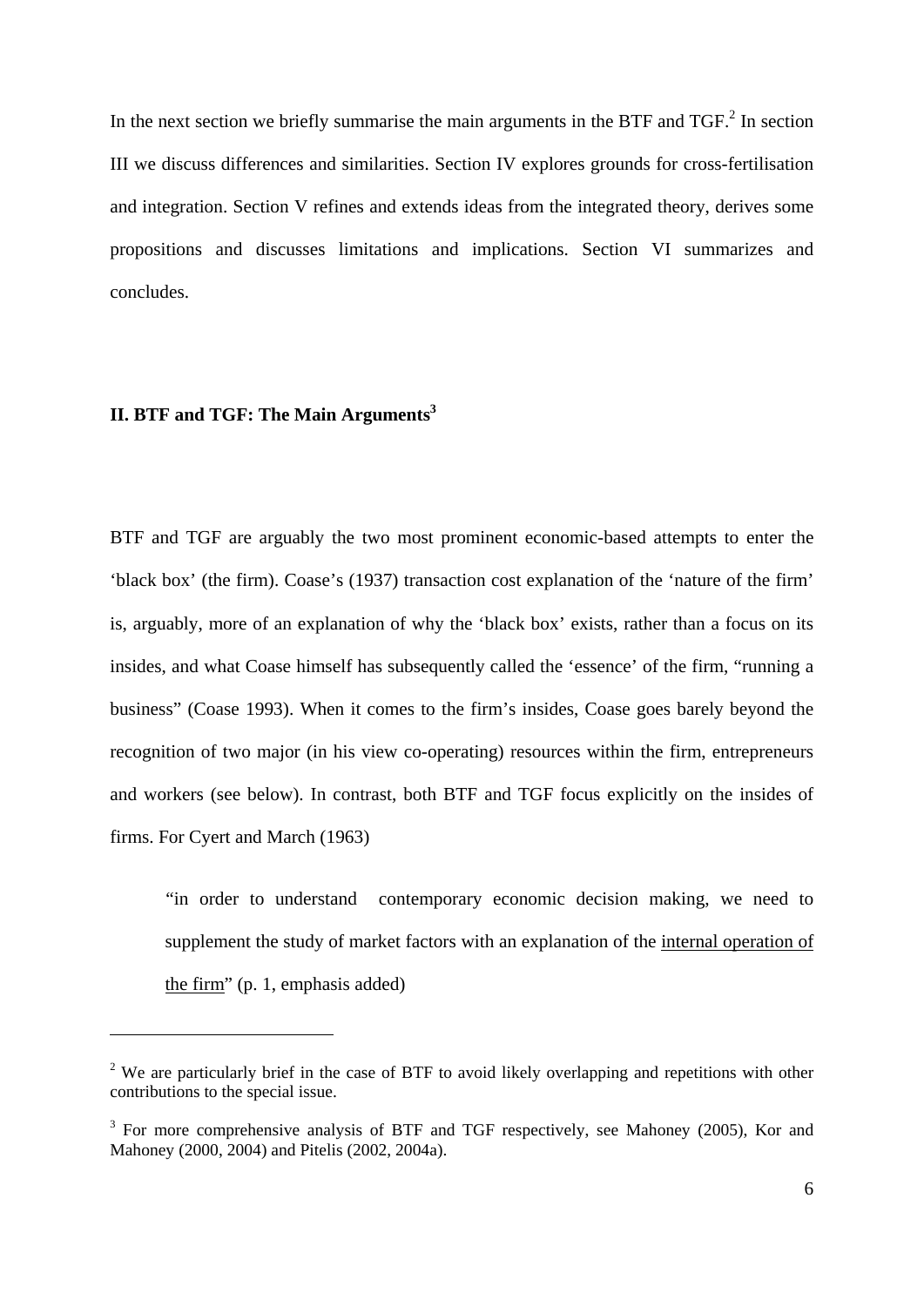In the next section we briefly summarise the main arguments in the BTF and TGF.[2] In section III we discuss differences and similarities. Section IV explores grounds for cross-fertilisation and integration. Section V refines and extends ideas from the integrated theory, derives some propositions and discusses limitations and implications. Section VI summarizes and concludes.

## II. BTF and TGF: The Main Arguments[3]

BTF and TGF are arguably the two most prominent economic-based attempts to enter the 'black box' (the firm). Coase's (1937) transaction cost explanation of the 'nature of the firm' is, arguably, more of an explanation of why the 'black box' exists, rather than a focus on its insides, and what Coase himself has subsequently called the 'essence' of the firm, "running a business" (Coase 1993). When it comes to the firm's insides, Coase goes barely beyond the recognition of two major (in his view co-operating) resources within the firm, entrepreneurs and workers (see below). In contrast, both BTF and TGF focus explicitly on the insides of firms. For Cyert and March (1963)

> "in order to understand contemporary economic decision making, we need to supplement the study of market factors with an explanation of the <u>internal operation of the firm</u>" (p. 1, emphasis added)

---

[2] We are particularly brief in the case of BTF to avoid likely overlapping and repetitions with other contributions to the special issue.

[3] For more comprehensive analysis of BTF and TGF respectively, see Mahoney (2005), Kor and Mahoney (2000, 2004) and Pitelis (2002, 2004a).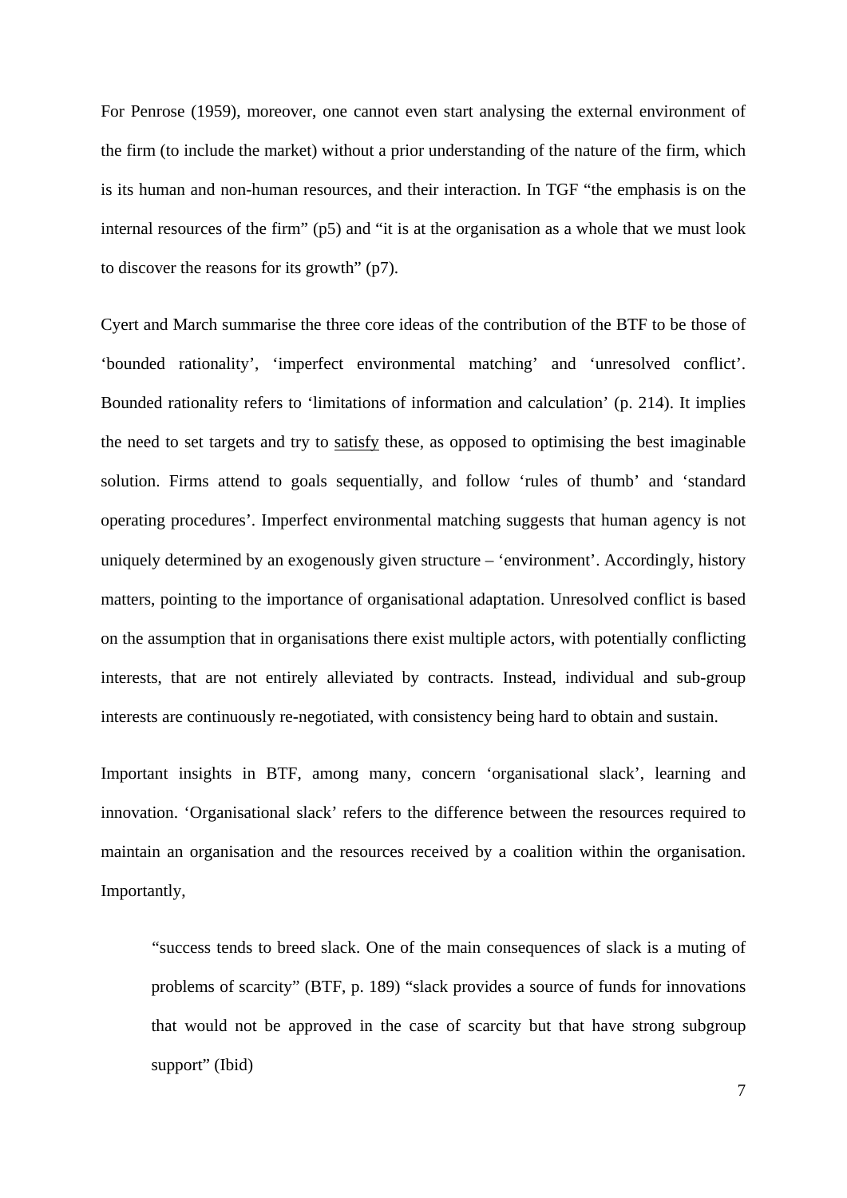For Penrose (1959), moreover, one cannot even start analysing the external environment of the firm (to include the market) without a prior understanding of the nature of the firm, which is its human and non-human resources, and their interaction. In TGF "the emphasis is on the internal resources of the firm" (p5) and "it is at the organisation as a whole that we must look to discover the reasons for its growth" (p7).

Cyert and March summarise the three core ideas of the contribution of the BTF to be those of 'bounded rationality', 'imperfect environmental matching' and 'unresolved conflict'. Bounded rationality refers to 'limitations of information and calculation' (p. 214). It implies the need to set targets and try to satisfy these, as opposed to optimising the best imaginable solution. Firms attend to goals sequentially, and follow 'rules of thumb' and 'standard operating procedures'. Imperfect environmental matching suggests that human agency is not uniquely determined by an exogenously given structure – 'environment'. Accordingly, history matters, pointing to the importance of organisational adaptation. Unresolved conflict is based on the assumption that in organisations there exist multiple actors, with potentially conflicting interests, that are not entirely alleviated by contracts. Instead, individual and sub-group interests are continuously re-negotiated, with consistency being hard to obtain and sustain.

Important insights in BTF, among many, concern 'organisational slack', learning and innovation. 'Organisational slack' refers to the difference between the resources required to maintain an organisation and the resources received by a coalition within the organisation. Importantly,

> "success tends to breed slack. One of the main consequences of slack is a muting of problems of scarcity" (BTF, p. 189) "slack provides a source of funds for innovations that would not be approved in the case of scarcity but that have strong subgroup support" (Ibid)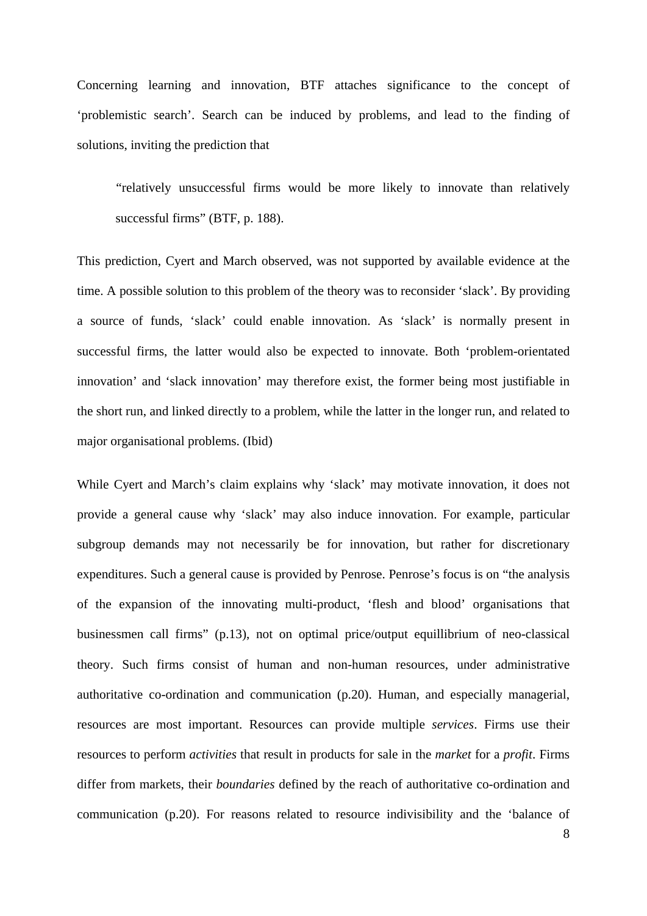Concerning learning and innovation, BTF attaches significance to the concept of ‘problemistic search’. Search can be induced by problems, and lead to the finding of solutions, inviting the prediction that

> “relatively unsuccessful firms would be more likely to innovate than relatively successful firms” (BTF, p. 188).

This prediction, Cyert and March observed, was not supported by available evidence at the time. A possible solution to this problem of the theory was to reconsider ‘slack’. By providing a source of funds, ‘slack’ could enable innovation. As ‘slack’ is normally present in successful firms, the latter would also be expected to innovate. Both ‘problem-orientated innovation’ and ‘slack innovation’ may therefore exist, the former being most justifiable in the short run, and linked directly to a problem, while the latter in the longer run, and related to major organisational problems. (Ibid)

While Cyert and March’s claim explains why ‘slack’ may motivate innovation, it does not provide a general cause why ‘slack’ may also induce innovation. For example, particular subgroup demands may not necessarily be for innovation, but rather for discretionary expenditures. Such a general cause is provided by Penrose. Penrose’s focus is on “the analysis of the expansion of the innovating multi-product, ‘flesh and blood’ organisations that businessmen call firms” (p.13), not on optimal price/output equillibrium of neo-classical theory. Such firms consist of human and non-human resources, under administrative authoritative co-ordination and communication (p.20). Human, and especially managerial, resources are most important. Resources can provide multiple *services*. Firms use their resources to perform *activities* that result in products for sale in the *market* for a *profit*. Firms differ from markets, their *boundaries* defined by the reach of authoritative co-ordination and communication (p.20). For reasons related to resource indivisibility and the ‘balance of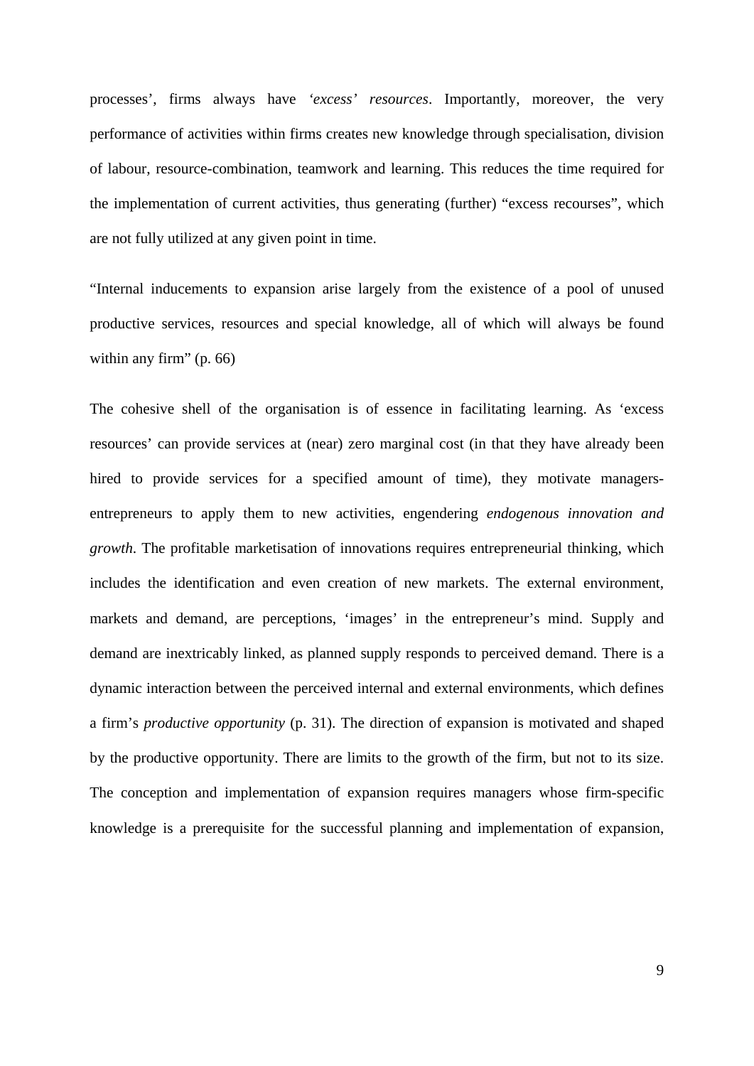processes', firms always have *'excess' resources*. Importantly, moreover, the very performance of activities within firms creates new knowledge through specialisation, division of labour, resource-combination, teamwork and learning. This reduces the time required for the implementation of current activities, thus generating (further) "excess recourses", which are not fully utilized at any given point in time.

"Internal inducements to expansion arise largely from the existence of a pool of unused productive services, resources and special knowledge, all of which will always be found within any firm" (p. 66)

The cohesive shell of the organisation is of essence in facilitating learning. As 'excess resources' can provide services at (near) zero marginal cost (in that they have already been hired to provide services for a specified amount of time), they motivate managers-entrepreneurs to apply them to new activities, engendering *endogenous innovation and growth*. The profitable marketisation of innovations requires entrepreneurial thinking, which includes the identification and even creation of new markets. The external environment, markets and demand, are perceptions, 'images' in the entrepreneur's mind. Supply and demand are inextricably linked, as planned supply responds to perceived demand. There is a dynamic interaction between the perceived internal and external environments, which defines a firm's *productive opportunity* (p. 31). The direction of expansion is motivated and shaped by the productive opportunity. There are limits to the growth of the firm, but not to its size. The conception and implementation of expansion requires managers whose firm-specific knowledge is a prerequisite for the successful planning and implementation of expansion,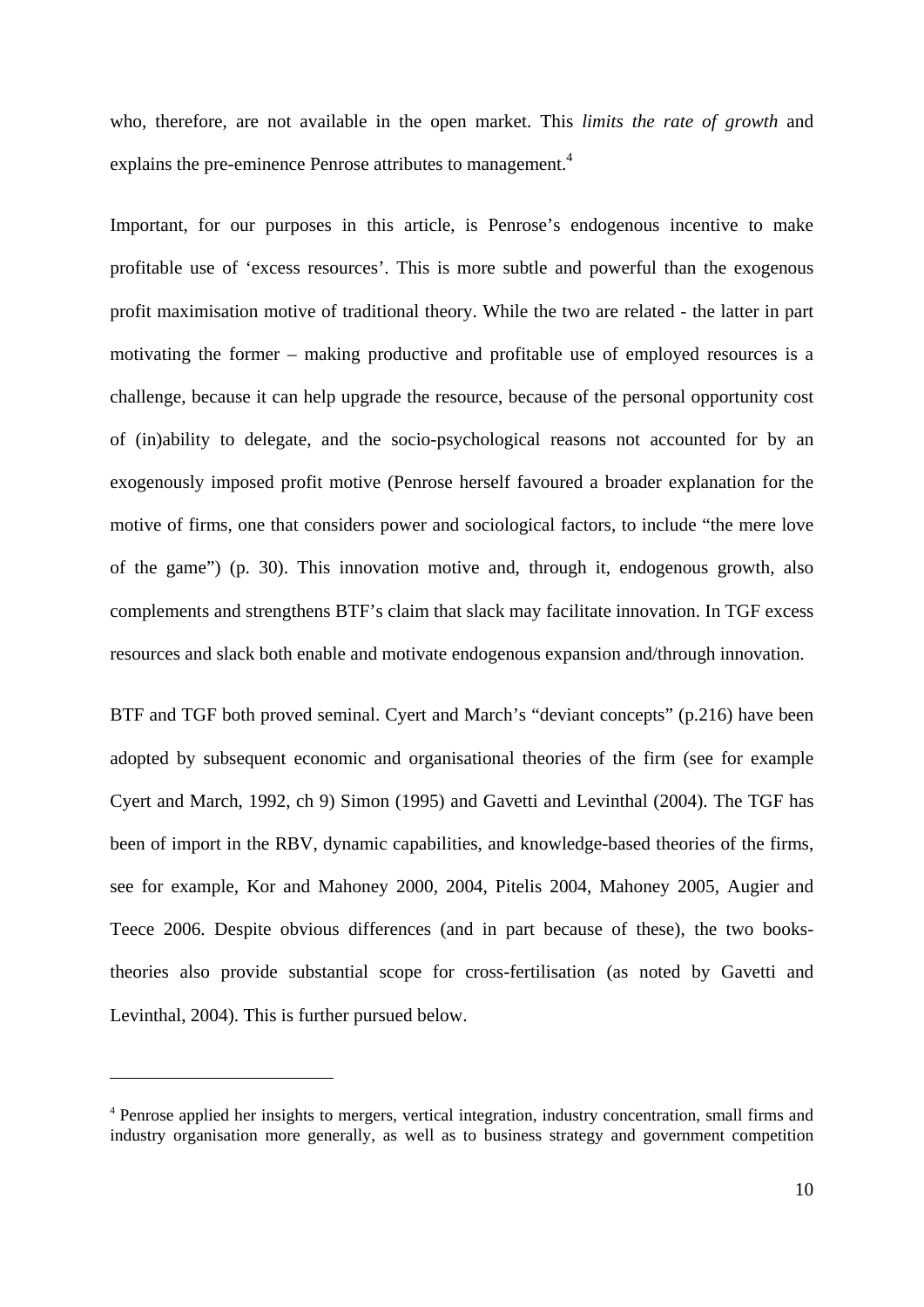who, therefore, are not available in the open market. This *limits the rate of growth* and explains the pre-eminence Penrose attributes to management.[4]

Important, for our purposes in this article, is Penrose's endogenous incentive to make profitable use of 'excess resources'. This is more subtle and powerful than the exogenous profit maximisation motive of traditional theory. While the two are related - the latter in part motivating the former – making productive and profitable use of employed resources is a challenge, because it can help upgrade the resource, because of the personal opportunity cost of (in)ability to delegate, and the socio-psychological reasons not accounted for by an exogenously imposed profit motive (Penrose herself favoured a broader explanation for the motive of firms, one that considers power and sociological factors, to include "the mere love of the game") (p. 30). This innovation motive and, through it, endogenous growth, also complements and strengthens BTF's claim that slack may facilitate innovation. In TGF excess resources and slack both enable and motivate endogenous expansion and/through innovation.

BTF and TGF both proved seminal. Cyert and March's "deviant concepts" (p.216) have been adopted by subsequent economic and organisational theories of the firm (see for example Cyert and March, 1992, ch 9) Simon (1995) and Gavetti and Levinthal (2004). The TGF has been of import in the RBV, dynamic capabilities, and knowledge-based theories of the firms, see for example, Kor and Mahoney 2000, 2004, Pitelis 2004, Mahoney 2005, Augier and Teece 2006. Despite obvious differences (and in part because of these), the two books-theories also provide substantial scope for cross-fertilisation (as noted by Gavetti and Levinthal, 2004). This is further pursued below.

---

[4] Penrose applied her insights to mergers, vertical integration, industry concentration, small firms and industry organisation more generally, as well as to business strategy and government competition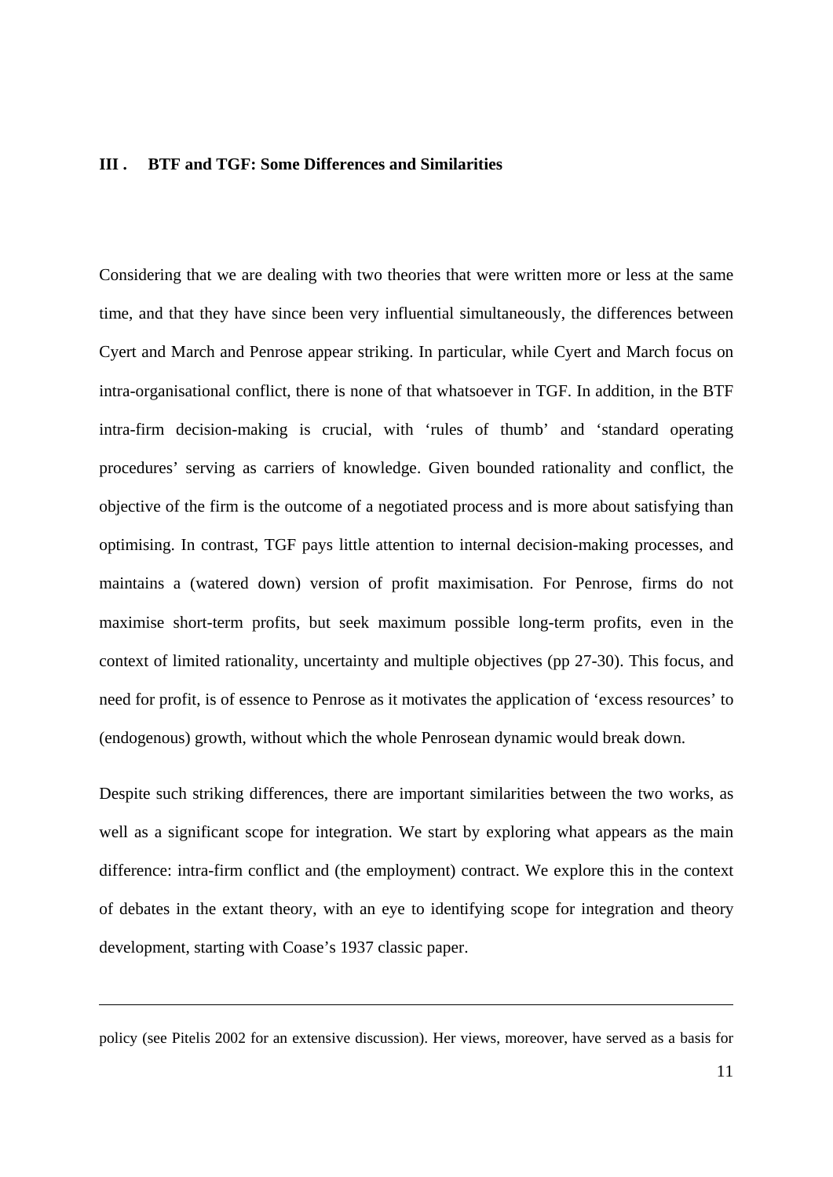## III . BTF and TGF: Some Differences and Similarities

Considering that we are dealing with two theories that were written more or less at the same time, and that they have since been very influential simultaneously, the differences between Cyert and March and Penrose appear striking. In particular, while Cyert and March focus on intra-organisational conflict, there is none of that whatsoever in TGF. In addition, in the BTF intra-firm decision-making is crucial, with 'rules of thumb' and 'standard operating procedures' serving as carriers of knowledge. Given bounded rationality and conflict, the objective of the firm is the outcome of a negotiated process and is more about satisfying than optimising. In contrast, TGF pays little attention to internal decision-making processes, and maintains a (watered down) version of profit maximisation. For Penrose, firms do not maximise short-term profits, but seek maximum possible long-term profits, even in the context of limited rationality, uncertainty and multiple objectives (pp 27-30). This focus, and need for profit, is of essence to Penrose as it motivates the application of 'excess resources' to (endogenous) growth, without which the whole Penrosean dynamic would break down.

Despite such striking differences, there are important similarities between the two works, as well as a significant scope for integration. We start by exploring what appears as the main difference: intra-firm conflict and (the employment) contract. We explore this in the context of debates in the extant theory, with an eye to identifying scope for integration and theory development, starting with Coase's 1937 classic paper.

---

policy (see Pitelis 2002 for an extensive discussion). Her views, moreover, have served as a basis for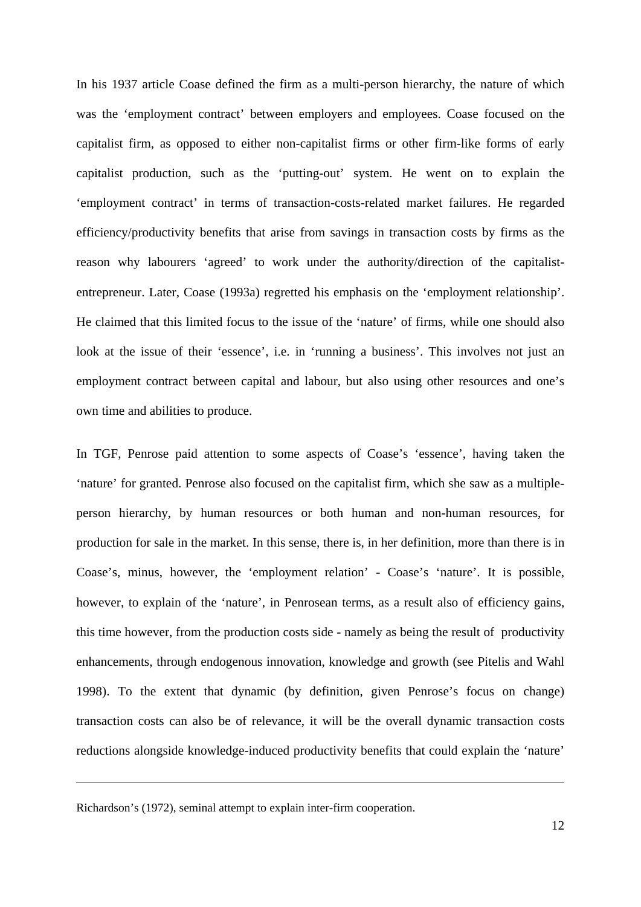In his 1937 article Coase defined the firm as a multi-person hierarchy, the nature of which was the 'employment contract' between employers and employees. Coase focused on the capitalist firm, as opposed to either non-capitalist firms or other firm-like forms of early capitalist production, such as the 'putting-out' system. He went on to explain the 'employment contract' in terms of transaction-costs-related market failures. He regarded efficiency/productivity benefits that arise from savings in transaction costs by firms as the reason why labourers 'agreed' to work under the authority/direction of the capitalist-entrepreneur. Later, Coase (1993a) regretted his emphasis on the 'employment relationship'. He claimed that this limited focus to the issue of the 'nature' of firms, while one should also look at the issue of their 'essence', i.e. in 'running a business'. This involves not just an employment contract between capital and labour, but also using other resources and one's own time and abilities to produce.

In TGF, Penrose paid attention to some aspects of Coase's 'essence', having taken the 'nature' for granted. Penrose also focused on the capitalist firm, which she saw as a multiple-person hierarchy, by human resources or both human and non-human resources, for production for sale in the market. In this sense, there is, in her definition, more than there is in Coase's, minus, however, the 'employment relation' - Coase's 'nature'. It is possible, however, to explain of the 'nature', in Penrosean terms, as a result also of efficiency gains, this time however, from the production costs side - namely as being the result of productivity enhancements, through endogenous innovation, knowledge and growth (see Pitelis and Wahl 1998). To the extent that dynamic (by definition, given Penrose's focus on change) transaction costs can also be of relevance, it will be the overall dynamic transaction costs reductions alongside knowledge-induced productivity benefits that could explain the 'nature'

---

Richardson's (1972), seminal attempt to explain inter-firm cooperation.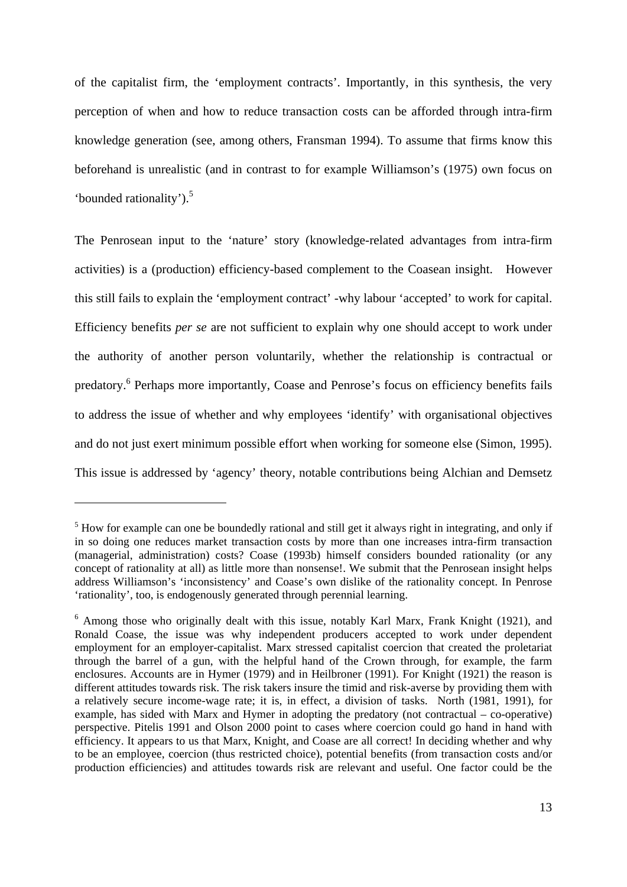of the capitalist firm, the 'employment contracts'. Importantly, in this synthesis, the very perception of when and how to reduce transaction costs can be afforded through intra-firm knowledge generation (see, among others, Fransman 1994). To assume that firms know this beforehand is unrealistic (and in contrast to for example Williamson's (1975) own focus on 'bounded rationality').[5]

The Penrosean input to the 'nature' story (knowledge-related advantages from intra-firm activities) is a (production) efficiency-based complement to the Coasean insight. However this still fails to explain the 'employment contract' -why labour 'accepted' to work for capital. Efficiency benefits *per se* are not sufficient to explain why one should accept to work under the authority of another person voluntarily, whether the relationship is contractual or predatory.[6] Perhaps more importantly, Coase and Penrose's focus on efficiency benefits fails to address the issue of whether and why employees 'identify' with organisational objectives and do not just exert minimum possible effort when working for someone else (Simon, 1995). This issue is addressed by 'agency' theory, notable contributions being Alchian and Demsetz

---

[5] How for example can one be boundedly rational and still get it always right in integrating, and only if in so doing one reduces market transaction costs by more than one increases intra-firm transaction (managerial, administration) costs? Coase (1993b) himself considers bounded rationality (or any concept of rationality at all) as little more than nonsense!. We submit that the Penrosean insight helps address Williamson's 'inconsistency' and Coase's own dislike of the rationality concept. In Penrose 'rationality', too, is endogenously generated through perennial learning.

[6] Among those who originally dealt with this issue, notably Karl Marx, Frank Knight (1921), and Ronald Coase, the issue was why independent producers accepted to work under dependent employment for an employer-capitalist. Marx stressed capitalist coercion that created the proletariat through the barrel of a gun, with the helpful hand of the Crown through, for example, the farm enclosures. Accounts are in Hymer (1979) and in Heilbroner (1991). For Knight (1921) the reason is different attitudes towards risk. The risk takers insure the timid and risk-averse by providing them with a relatively secure income-wage rate; it is, in effect, a division of tasks. North (1981, 1991), for example, has sided with Marx and Hymer in adopting the predatory (not contractual – co-operative) perspective. Pitelis 1991 and Olson 2000 point to cases where coercion could go hand in hand with efficiency. It appears to us that Marx, Knight, and Coase are all correct! In deciding whether and why to be an employee, coercion (thus restricted choice), potential benefits (from transaction costs and/or production efficiencies) and attitudes towards risk are relevant and useful. One factor could be the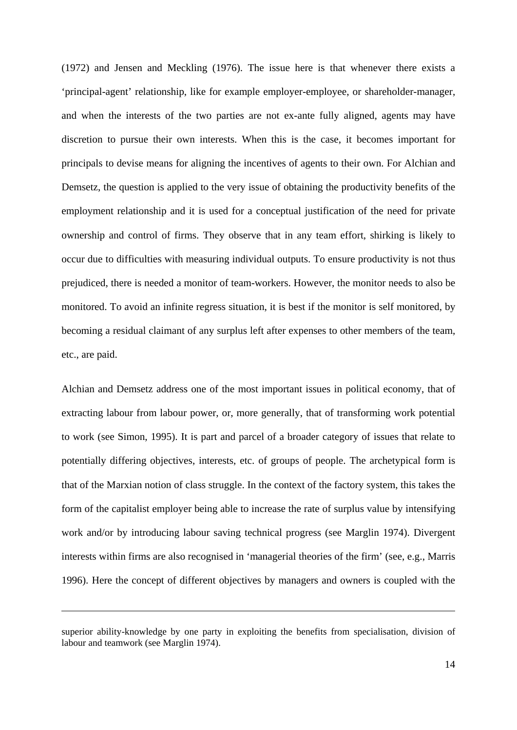(1972) and Jensen and Meckling (1976). The issue here is that whenever there exists a 'principal-agent' relationship, like for example employer-employee, or shareholder-manager, and when the interests of the two parties are not ex-ante fully aligned, agents may have discretion to pursue their own interests. When this is the case, it becomes important for principals to devise means for aligning the incentives of agents to their own. For Alchian and Demsetz, the question is applied to the very issue of obtaining the productivity benefits of the employment relationship and it is used for a conceptual justification of the need for private ownership and control of firms. They observe that in any team effort, shirking is likely to occur due to difficulties with measuring individual outputs. To ensure productivity is not thus prejudiced, there is needed a monitor of team-workers. However, the monitor needs to also be monitored. To avoid an infinite regress situation, it is best if the monitor is self monitored, by becoming a residual claimant of any surplus left after expenses to other members of the team, etc., are paid.

Alchian and Demsetz address one of the most important issues in political economy, that of extracting labour from labour power, or, more generally, that of transforming work potential to work (see Simon, 1995). It is part and parcel of a broader category of issues that relate to potentially differing objectives, interests, etc. of groups of people. The archetypical form is that of the Marxian notion of class struggle. In the context of the factory system, this takes the form of the capitalist employer being able to increase the rate of surplus value by intensifying work and/or by introducing labour saving technical progress (see Marglin 1974). Divergent interests within firms are also recognised in 'managerial theories of the firm' (see, e.g., Marris 1996). Here the concept of different objectives by managers and owners is coupled with the

---

superior ability-knowledge by one party in exploiting the benefits from specialisation, division of labour and teamwork (see Marglin 1974).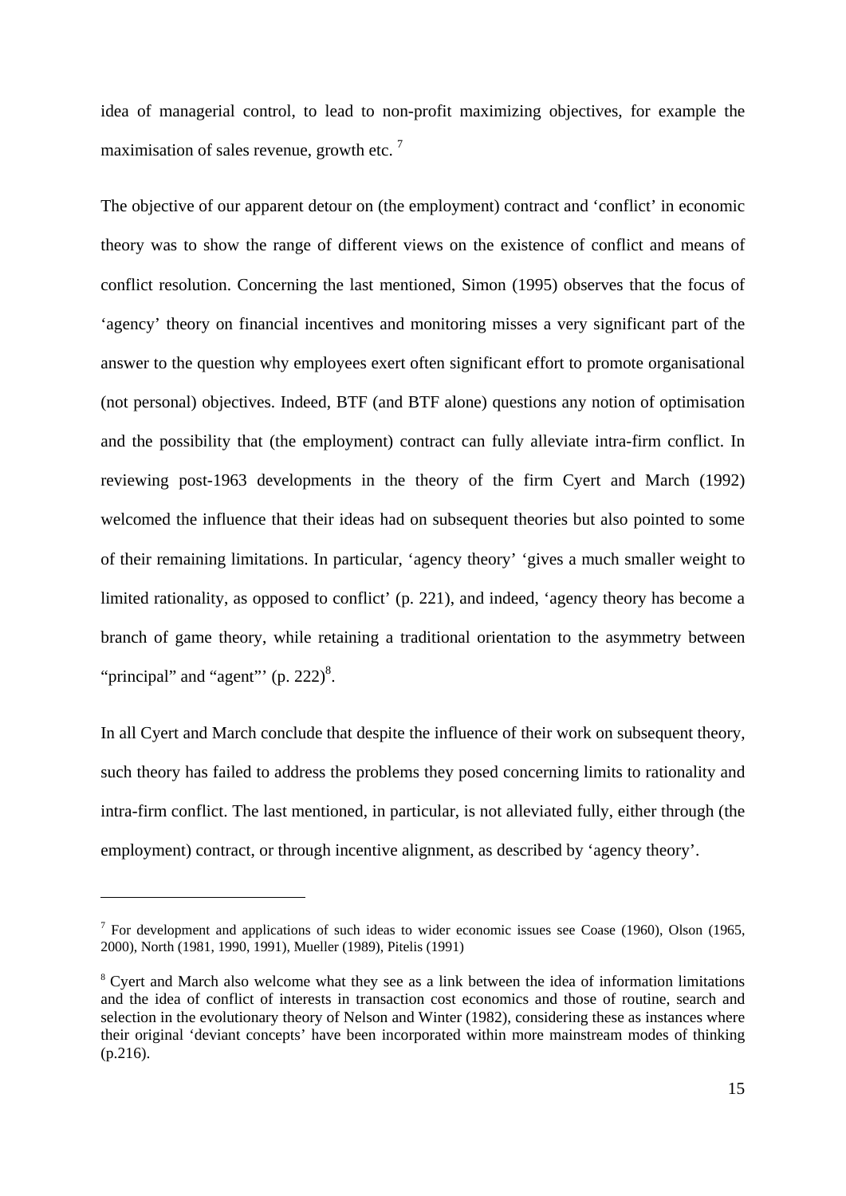idea of managerial control, to lead to non-profit maximizing objectives, for example the maximisation of sales revenue, growth etc. [7]

The objective of our apparent detour on (the employment) contract and 'conflict' in economic theory was to show the range of different views on the existence of conflict and means of conflict resolution. Concerning the last mentioned, Simon (1995) observes that the focus of 'agency' theory on financial incentives and monitoring misses a very significant part of the answer to the question why employees exert often significant effort to promote organisational (not personal) objectives. Indeed, BTF (and BTF alone) questions any notion of optimisation and the possibility that (the employment) contract can fully alleviate intra-firm conflict. In reviewing post-1963 developments in the theory of the firm Cyert and March (1992) welcomed the influence that their ideas had on subsequent theories but also pointed to some of their remaining limitations. In particular, 'agency theory' 'gives a much smaller weight to limited rationality, as opposed to conflict' (p. 221), and indeed, 'agency theory has become a branch of game theory, while retaining a traditional orientation to the asymmetry between "principal" and "agent"' (p. 222)[8].

In all Cyert and March conclude that despite the influence of their work on subsequent theory, such theory has failed to address the problems they posed concerning limits to rationality and intra-firm conflict. The last mentioned, in particular, is not alleviated fully, either through (the employment) contract, or through incentive alignment, as described by 'agency theory'.

---

[7] For development and applications of such ideas to wider economic issues see Coase (1960), Olson (1965, 2000), North (1981, 1990, 1991), Mueller (1989), Pitelis (1991)

[8] Cyert and March also welcome what they see as a link between the idea of information limitations and the idea of conflict of interests in transaction cost economics and those of routine, search and selection in the evolutionary theory of Nelson and Winter (1982), considering these as instances where their original 'deviant concepts' have been incorporated within more mainstream modes of thinking (p.216).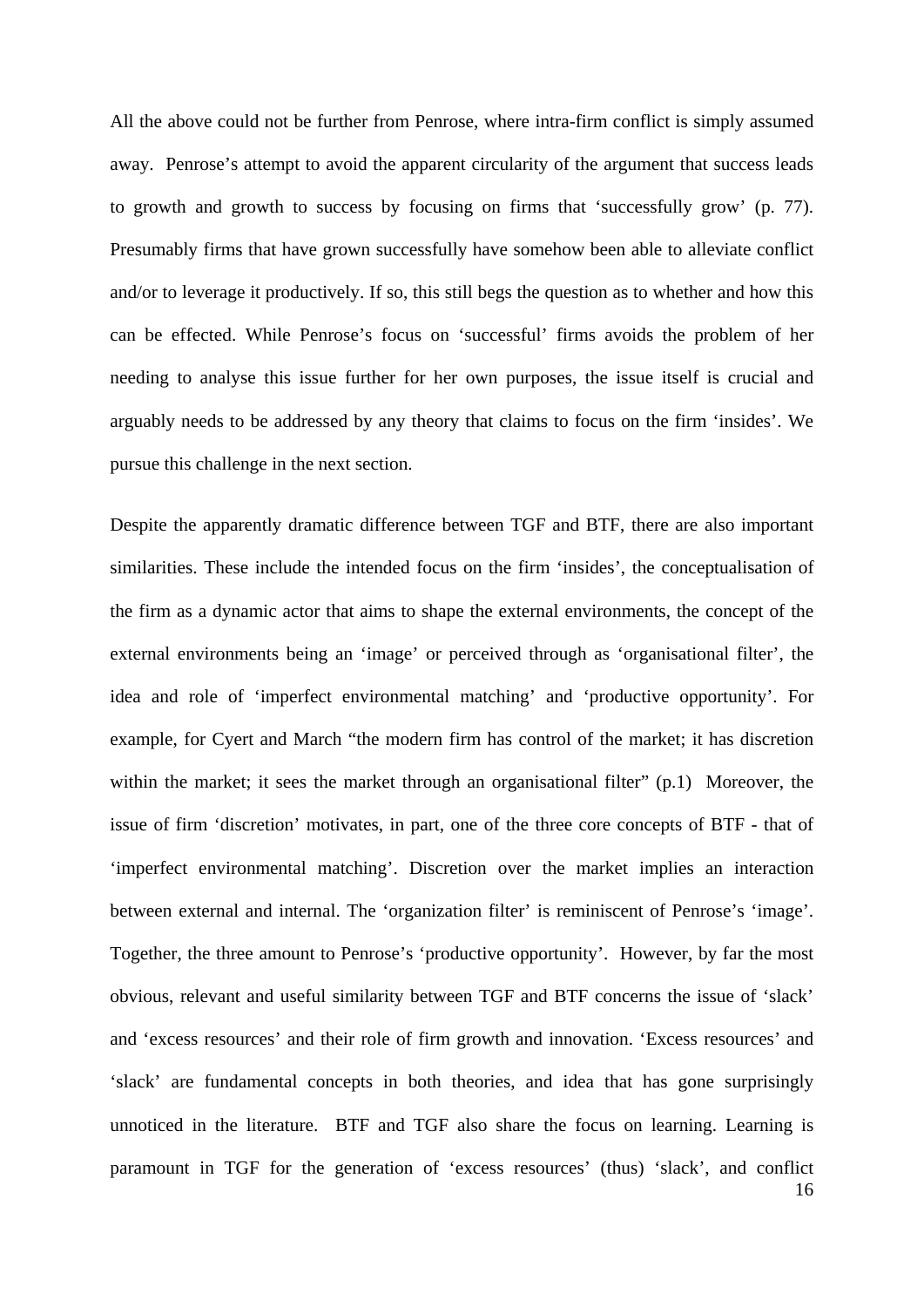All the above could not be further from Penrose, where intra-firm conflict is simply assumed away. Penrose's attempt to avoid the apparent circularity of the argument that success leads to growth and growth to success by focusing on firms that 'successfully grow' (p. 77). Presumably firms that have grown successfully have somehow been able to alleviate conflict and/or to leverage it productively. If so, this still begs the question as to whether and how this can be effected. While Penrose's focus on 'successful' firms avoids the problem of her needing to analyse this issue further for her own purposes, the issue itself is crucial and arguably needs to be addressed by any theory that claims to focus on the firm 'insides'. We pursue this challenge in the next section.

Despite the apparently dramatic difference between TGF and BTF, there are also important similarities. These include the intended focus on the firm 'insides', the conceptualisation of the firm as a dynamic actor that aims to shape the external environments, the concept of the external environments being an 'image' or perceived through as 'organisational filter', the idea and role of 'imperfect environmental matching' and 'productive opportunity'. For example, for Cyert and March "the modern firm has control of the market; it has discretion within the market; it sees the market through an organisational filter" (p.1) Moreover, the issue of firm 'discretion' motivates, in part, one of the three core concepts of BTF - that of 'imperfect environmental matching'. Discretion over the market implies an interaction between external and internal. The 'organization filter' is reminiscent of Penrose's 'image'. Together, the three amount to Penrose's 'productive opportunity'. However, by far the most obvious, relevant and useful similarity between TGF and BTF concerns the issue of 'slack' and 'excess resources' and their role of firm growth and innovation. 'Excess resources' and 'slack' are fundamental concepts in both theories, and idea that has gone surprisingly unnoticed in the literature. BTF and TGF also share the focus on learning. Learning is paramount in TGF for the generation of 'excess resources' (thus) 'slack', and conflict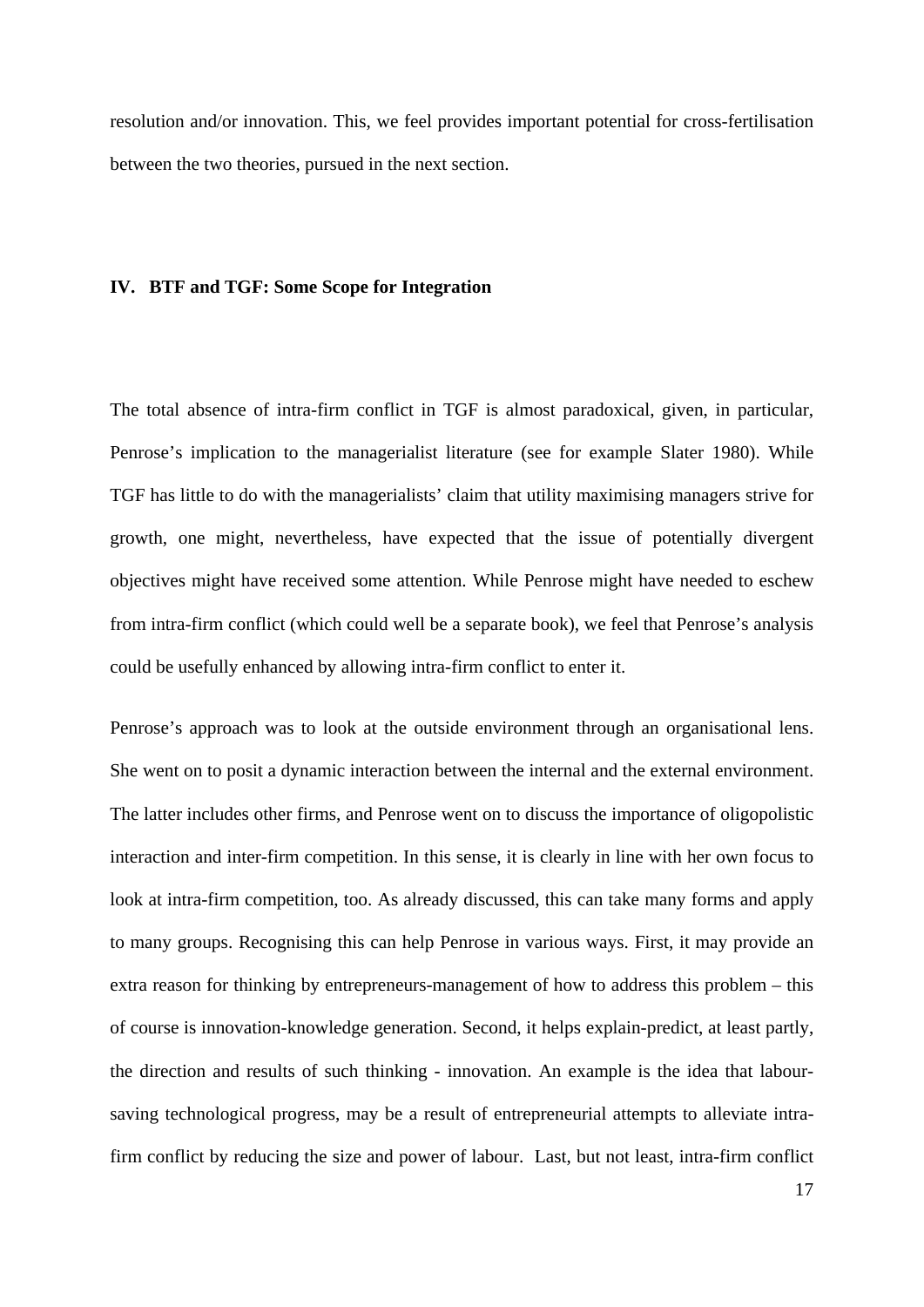resolution and/or innovation. This, we feel provides important potential for cross-fertilisation between the two theories, pursued in the next section.

## IV. BTF and TGF: Some Scope for Integration

The total absence of intra-firm conflict in TGF is almost paradoxical, given, in particular, Penrose's implication to the managerialist literature (see for example Slater 1980). While TGF has little to do with the managerialists' claim that utility maximising managers strive for growth, one might, nevertheless, have expected that the issue of potentially divergent objectives might have received some attention. While Penrose might have needed to eschew from intra-firm conflict (which could well be a separate book), we feel that Penrose's analysis could be usefully enhanced by allowing intra-firm conflict to enter it.

Penrose's approach was to look at the outside environment through an organisational lens. She went on to posit a dynamic interaction between the internal and the external environment. The latter includes other firms, and Penrose went on to discuss the importance of oligopolistic interaction and inter-firm competition. In this sense, it is clearly in line with her own focus to look at intra-firm competition, too. As already discussed, this can take many forms and apply to many groups. Recognising this can help Penrose in various ways. First, it may provide an extra reason for thinking by entrepreneurs-management of how to address this problem – this of course is innovation-knowledge generation. Second, it helps explain-predict, at least partly, the direction and results of such thinking - innovation. An example is the idea that labour-saving technological progress, may be a result of entrepreneurial attempts to alleviate intra-firm conflict by reducing the size and power of labour. Last, but not least, intra-firm conflict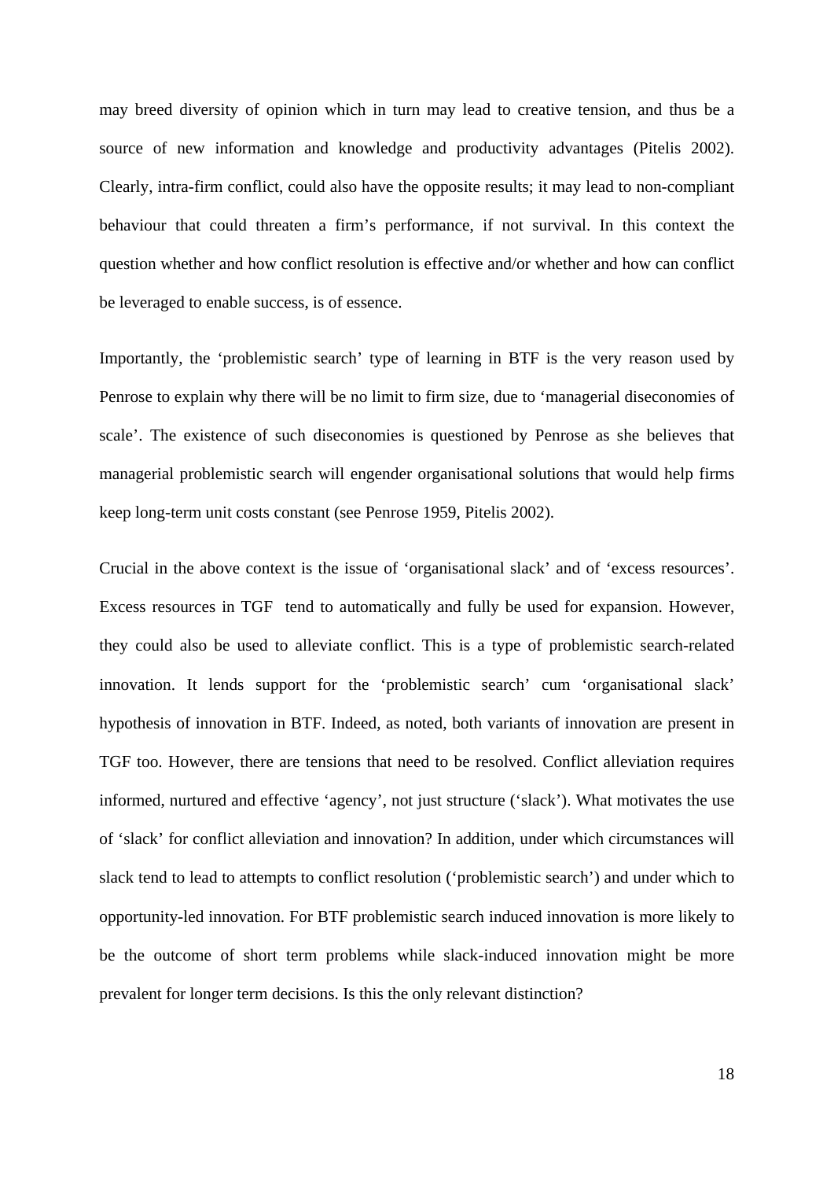may breed diversity of opinion which in turn may lead to creative tension, and thus be a source of new information and knowledge and productivity advantages (Pitelis 2002). Clearly, intra-firm conflict, could also have the opposite results; it may lead to non-compliant behaviour that could threaten a firm's performance, if not survival. In this context the question whether and how conflict resolution is effective and/or whether and how can conflict be leveraged to enable success, is of essence.

Importantly, the 'problemistic search' type of learning in BTF is the very reason used by Penrose to explain why there will be no limit to firm size, due to 'managerial diseconomies of scale'. The existence of such diseconomies is questioned by Penrose as she believes that managerial problemistic search will engender organisational solutions that would help firms keep long-term unit costs constant (see Penrose 1959, Pitelis 2002).

Crucial in the above context is the issue of 'organisational slack' and of 'excess resources'. Excess resources in TGF tend to automatically and fully be used for expansion. However, they could also be used to alleviate conflict. This is a type of problemistic search-related innovation. It lends support for the 'problemistic search' cum 'organisational slack' hypothesis of innovation in BTF. Indeed, as noted, both variants of innovation are present in TGF too. However, there are tensions that need to be resolved. Conflict alleviation requires informed, nurtured and effective 'agency', not just structure ('slack'). What motivates the use of 'slack' for conflict alleviation and innovation? In addition, under which circumstances will slack tend to lead to attempts to conflict resolution ('problemistic search') and under which to opportunity-led innovation. For BTF problemistic search induced innovation is more likely to be the outcome of short term problems while slack-induced innovation might be more prevalent for longer term decisions. Is this the only relevant distinction?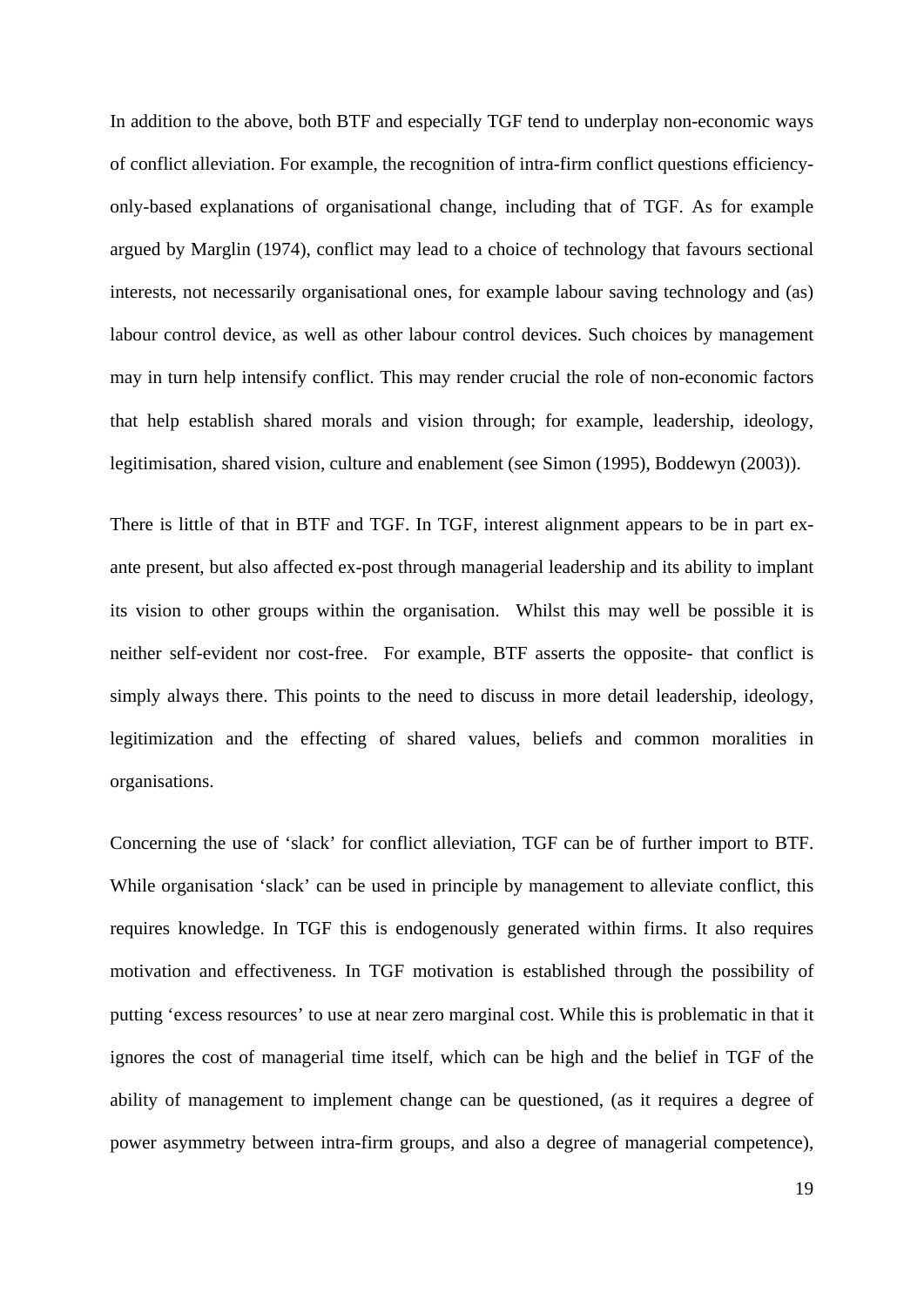In addition to the above, both BTF and especially TGF tend to underplay non-economic ways of conflict alleviation. For example, the recognition of intra-firm conflict questions efficiency-only-based explanations of organisational change, including that of TGF. As for example argued by Marglin (1974), conflict may lead to a choice of technology that favours sectional interests, not necessarily organisational ones, for example labour saving technology and (as) labour control device, as well as other labour control devices. Such choices by management may in turn help intensify conflict. This may render crucial the role of non-economic factors that help establish shared morals and vision through; for example, leadership, ideology, legitimisation, shared vision, culture and enablement (see Simon (1995), Boddewyn (2003)).

There is little of that in BTF and TGF. In TGF, interest alignment appears to be in part ex-ante present, but also affected ex-post through managerial leadership and its ability to implant its vision to other groups within the organisation. Whilst this may well be possible it is neither self-evident nor cost-free. For example, BTF asserts the opposite- that conflict is simply always there. This points to the need to discuss in more detail leadership, ideology, legitimization and the effecting of shared values, beliefs and common moralities in organisations.

Concerning the use of 'slack' for conflict alleviation, TGF can be of further import to BTF. While organisation 'slack' can be used in principle by management to alleviate conflict, this requires knowledge. In TGF this is endogenously generated within firms. It also requires motivation and effectiveness. In TGF motivation is established through the possibility of putting 'excess resources' to use at near zero marginal cost. While this is problematic in that it ignores the cost of managerial time itself, which can be high and the belief in TGF of the ability of management to implement change can be questioned, (as it requires a degree of power asymmetry between intra-firm groups, and also a degree of managerial competence),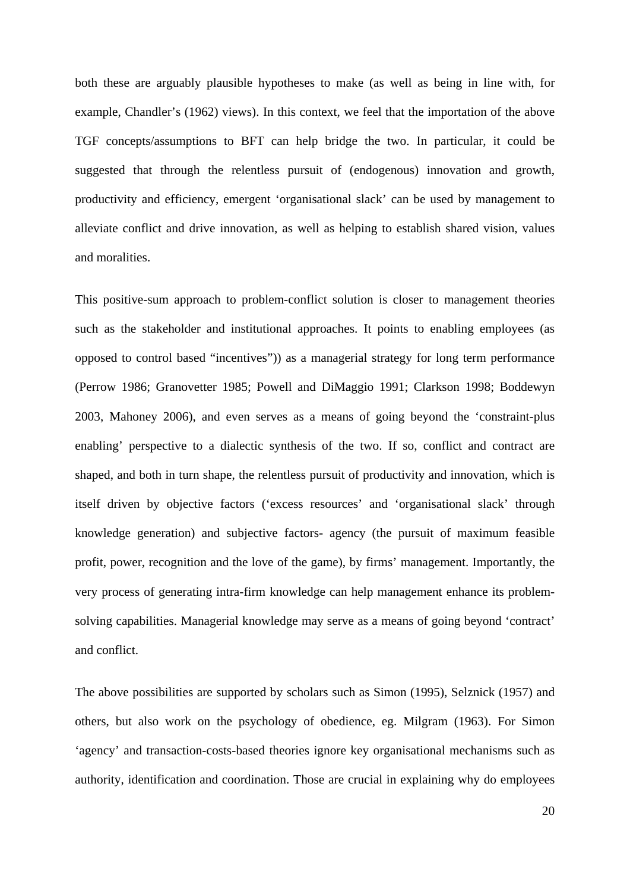both these are arguably plausible hypotheses to make (as well as being in line with, for example, Chandler's (1962) views). In this context, we feel that the importation of the above TGF concepts/assumptions to BFT can help bridge the two. In particular, it could be suggested that through the relentless pursuit of (endogenous) innovation and growth, productivity and efficiency, emergent 'organisational slack' can be used by management to alleviate conflict and drive innovation, as well as helping to establish shared vision, values and moralities.

This positive-sum approach to problem-conflict solution is closer to management theories such as the stakeholder and institutional approaches. It points to enabling employees (as opposed to control based "incentives")) as a managerial strategy for long term performance (Perrow 1986; Granovetter 1985; Powell and DiMaggio 1991; Clarkson 1998; Boddewyn 2003, Mahoney 2006), and even serves as a means of going beyond the 'constraint-plus enabling' perspective to a dialectic synthesis of the two. If so, conflict and contract are shaped, and both in turn shape, the relentless pursuit of productivity and innovation, which is itself driven by objective factors ('excess resources' and 'organisational slack' through knowledge generation) and subjective factors- agency (the pursuit of maximum feasible profit, power, recognition and the love of the game), by firms' management. Importantly, the very process of generating intra-firm knowledge can help management enhance its problem-solving capabilities. Managerial knowledge may serve as a means of going beyond 'contract' and conflict.

The above possibilities are supported by scholars such as Simon (1995), Selznick (1957) and others, but also work on the psychology of obedience, eg. Milgram (1963). For Simon 'agency' and transaction-costs-based theories ignore key organisational mechanisms such as authority, identification and coordination. Those are crucial in explaining why do employees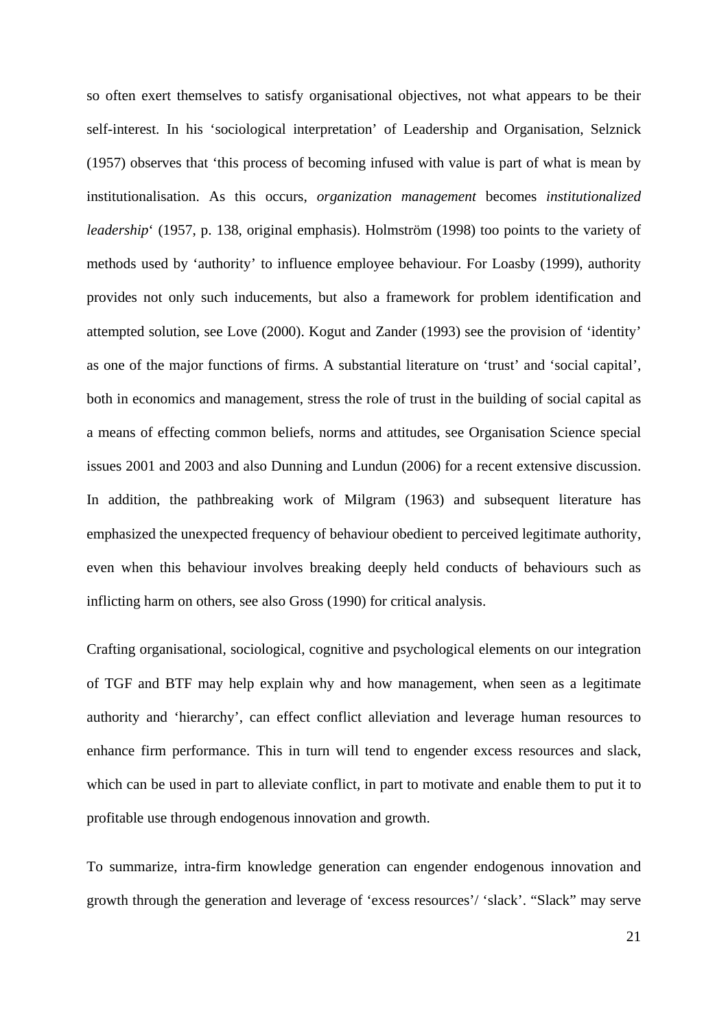so often exert themselves to satisfy organisational objectives, not what appears to be their self-interest. In his 'sociological interpretation' of Leadership and Organisation, Selznick (1957) observes that 'this process of becoming infused with value is part of what is mean by institutionalisation. As this occurs, *organization management* becomes *institutionalized leadership*' (1957, p. 138, original emphasis). Holmström (1998) too points to the variety of methods used by 'authority' to influence employee behaviour. For Loasby (1999), authority provides not only such inducements, but also a framework for problem identification and attempted solution, see Love (2000). Kogut and Zander (1993) see the provision of 'identity' as one of the major functions of firms. A substantial literature on 'trust' and 'social capital', both in economics and management, stress the role of trust in the building of social capital as a means of effecting common beliefs, norms and attitudes, see Organisation Science special issues 2001 and 2003 and also Dunning and Lundun (2006) for a recent extensive discussion. In addition, the pathbreaking work of Milgram (1963) and subsequent literature has emphasized the unexpected frequency of behaviour obedient to perceived legitimate authority, even when this behaviour involves breaking deeply held conducts of behaviours such as inflicting harm on others, see also Gross (1990) for critical analysis.

Crafting organisational, sociological, cognitive and psychological elements on our integration of TGF and BTF may help explain why and how management, when seen as a legitimate authority and 'hierarchy', can effect conflict alleviation and leverage human resources to enhance firm performance. This in turn will tend to engender excess resources and slack, which can be used in part to alleviate conflict, in part to motivate and enable them to put it to profitable use through endogenous innovation and growth.

To summarize, intra-firm knowledge generation can engender endogenous innovation and growth through the generation and leverage of 'excess resources'/ 'slack'. "Slack" may serve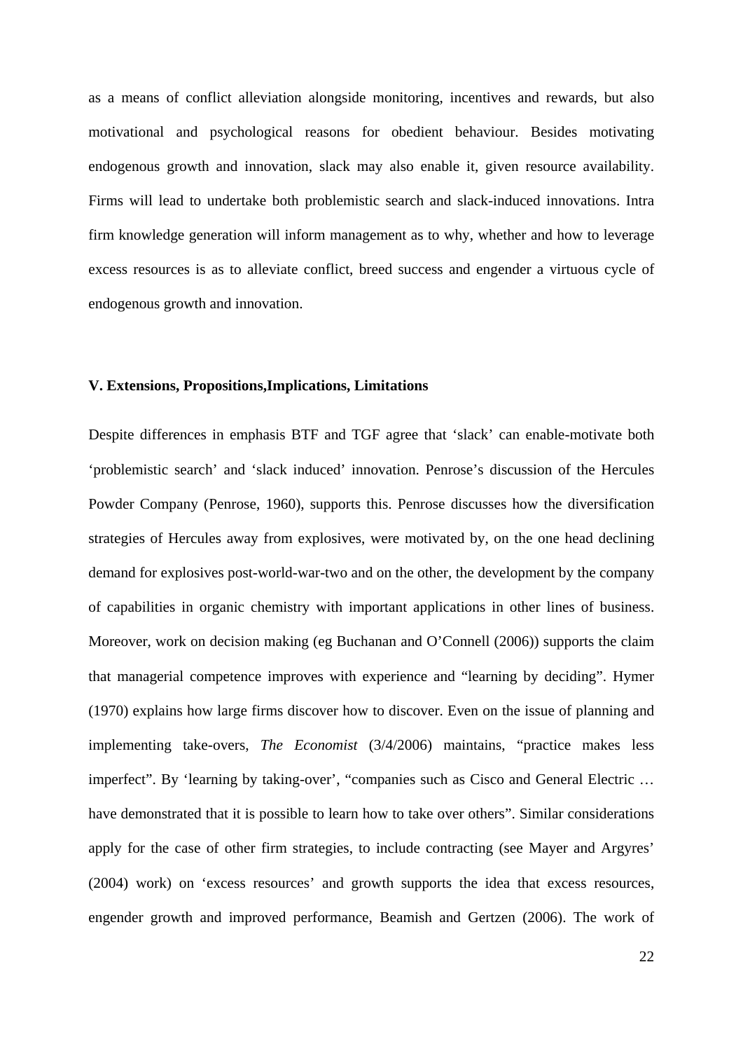as a means of conflict alleviation alongside monitoring, incentives and rewards, but also motivational and psychological reasons for obedient behaviour. Besides motivating endogenous growth and innovation, slack may also enable it, given resource availability. Firms will lead to undertake both problemistic search and slack-induced innovations. Intra firm knowledge generation will inform management as to why, whether and how to leverage excess resources is as to alleviate conflict, breed success and engender a virtuous cycle of endogenous growth and innovation.

## V. Extensions, Propositions,Implications, Limitations

Despite differences in emphasis BTF and TGF agree that 'slack' can enable-motivate both 'problemistic search' and 'slack induced' innovation. Penrose's discussion of the Hercules Powder Company (Penrose, 1960), supports this. Penrose discusses how the diversification strategies of Hercules away from explosives, were motivated by, on the one head declining demand for explosives post-world-war-two and on the other, the development by the company of capabilities in organic chemistry with important applications in other lines of business. Moreover, work on decision making (eg Buchanan and O'Connell (2006)) supports the claim that managerial competence improves with experience and "learning by deciding". Hymer (1970) explains how large firms discover how to discover. Even on the issue of planning and implementing take-overs, *The Economist* (3/4/2006) maintains, "practice makes less imperfect". By 'learning by taking-over', "companies such as Cisco and General Electric … have demonstrated that it is possible to learn how to take over others". Similar considerations apply for the case of other firm strategies, to include contracting (see Mayer and Argyres' (2004) work) on 'excess resources' and growth supports the idea that excess resources, engender growth and improved performance, Beamish and Gertzen (2006). The work of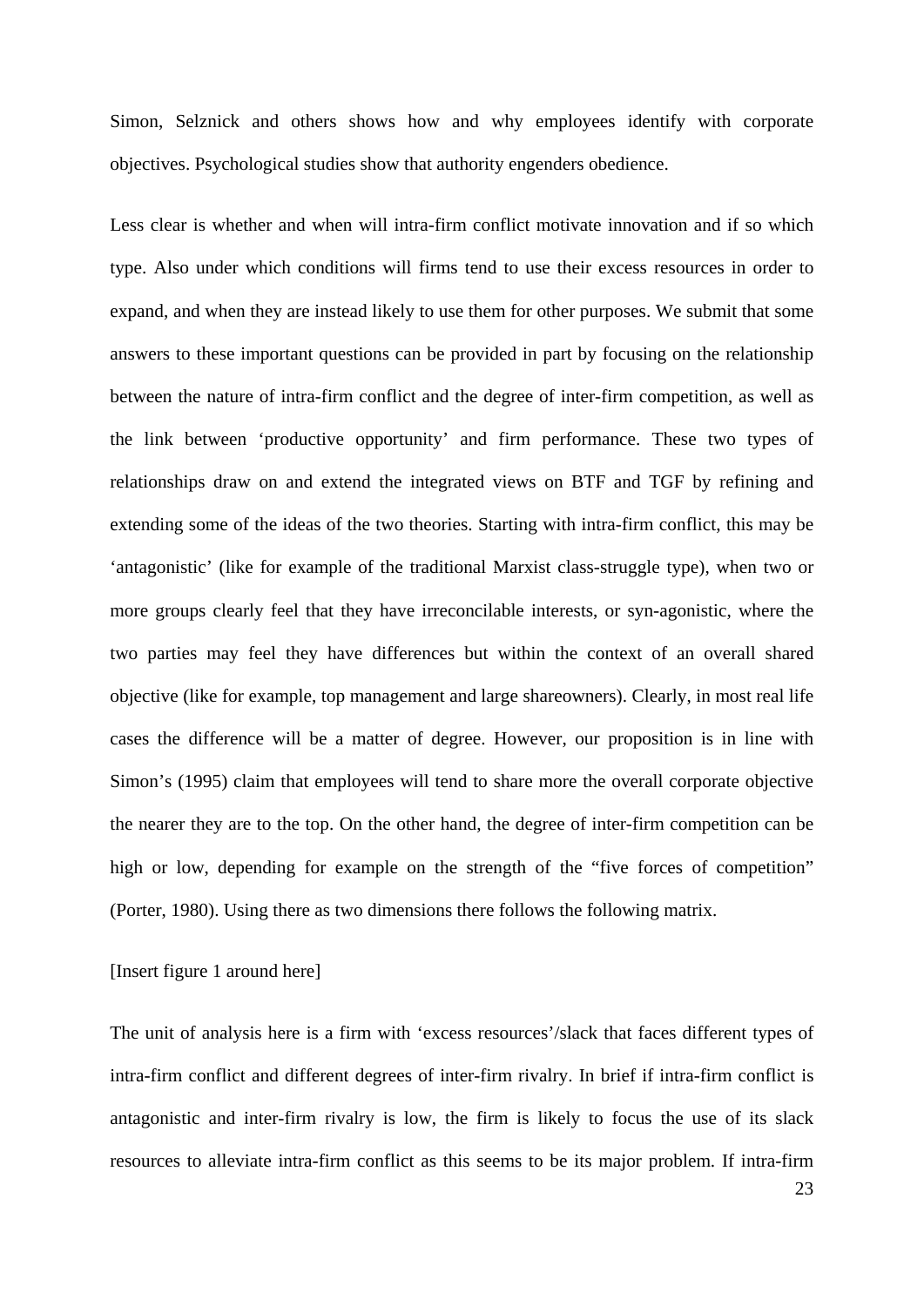Simon, Selznick and others shows how and why employees identify with corporate objectives. Psychological studies show that authority engenders obedience.

Less clear is whether and when will intra-firm conflict motivate innovation and if so which type. Also under which conditions will firms tend to use their excess resources in order to expand, and when they are instead likely to use them for other purposes. We submit that some answers to these important questions can be provided in part by focusing on the relationship between the nature of intra-firm conflict and the degree of inter-firm competition, as well as the link between 'productive opportunity' and firm performance. These two types of relationships draw on and extend the integrated views on BTF and TGF by refining and extending some of the ideas of the two theories. Starting with intra-firm conflict, this may be 'antagonistic' (like for example of the traditional Marxist class-struggle type), when two or more groups clearly feel that they have irreconcilable interests, or syn-agonistic, where the two parties may feel they have differences but within the context of an overall shared objective (like for example, top management and large shareowners). Clearly, in most real life cases the difference will be a matter of degree. However, our proposition is in line with Simon's (1995) claim that employees will tend to share more the overall corporate objective the nearer they are to the top. On the other hand, the degree of inter-firm competition can be high or low, depending for example on the strength of the "five forces of competition" (Porter, 1980). Using there as two dimensions there follows the following matrix.

[Insert figure 1 around here]

The unit of analysis here is a firm with 'excess resources'/slack that faces different types of intra-firm conflict and different degrees of inter-firm rivalry. In brief if intra-firm conflict is antagonistic and inter-firm rivalry is low, the firm is likely to focus the use of its slack resources to alleviate intra-firm conflict as this seems to be its major problem. If intra-firm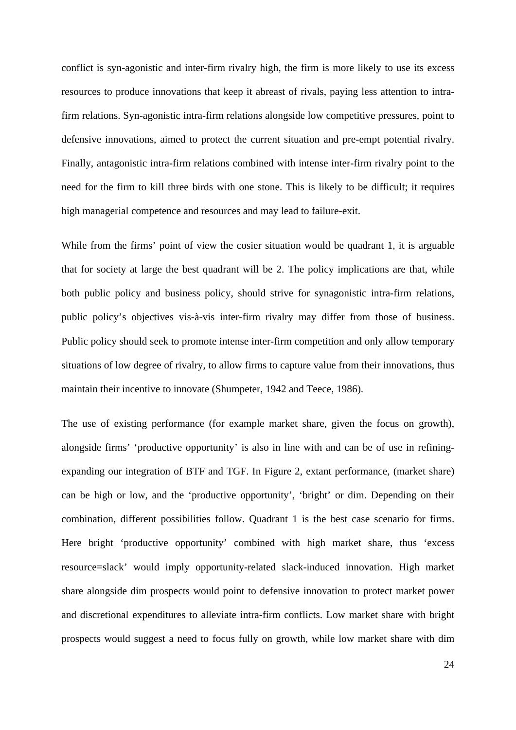conflict is syn-agonistic and inter-firm rivalry high, the firm is more likely to use its excess resources to produce innovations that keep it abreast of rivals, paying less attention to intra-firm relations. Syn-agonistic intra-firm relations alongside low competitive pressures, point to defensive innovations, aimed to protect the current situation and pre-empt potential rivalry. Finally, antagonistic intra-firm relations combined with intense inter-firm rivalry point to the need for the firm to kill three birds with one stone. This is likely to be difficult; it requires high managerial competence and resources and may lead to failure-exit.

While from the firms' point of view the cosier situation would be quadrant 1, it is arguable that for society at large the best quadrant will be 2. The policy implications are that, while both public policy and business policy, should strive for synagonistic intra-firm relations, public policy's objectives vis-à-vis inter-firm rivalry may differ from those of business. Public policy should seek to promote intense inter-firm competition and only allow temporary situations of low degree of rivalry, to allow firms to capture value from their innovations, thus maintain their incentive to innovate (Shumpeter, 1942 and Teece, 1986).

The use of existing performance (for example market share, given the focus on growth), alongside firms' 'productive opportunity' is also in line with and can be of use in refining-expanding our integration of BTF and TGF. In Figure 2, extant performance, (market share) can be high or low, and the 'productive opportunity', 'bright' or dim. Depending on their combination, different possibilities follow. Quadrant 1 is the best case scenario for firms. Here bright 'productive opportunity' combined with high market share, thus 'excess resource=slack' would imply opportunity-related slack-induced innovation. High market share alongside dim prospects would point to defensive innovation to protect market power and discretional expenditures to alleviate intra-firm conflicts. Low market share with bright prospects would suggest a need to focus fully on growth, while low market share with dim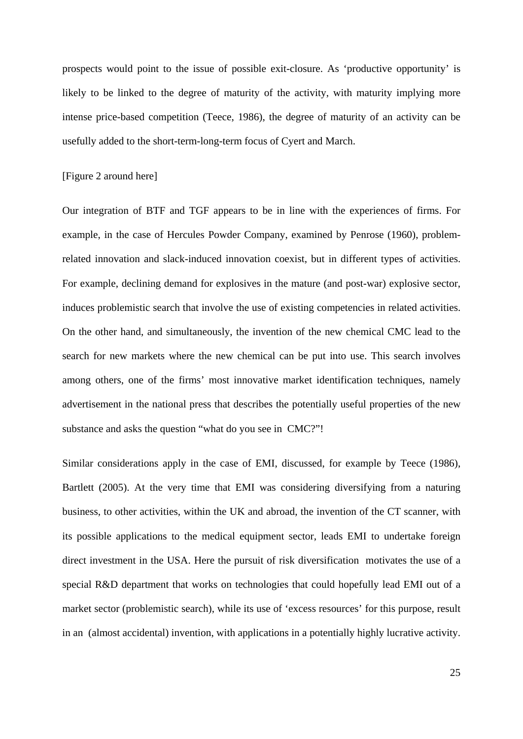prospects would point to the issue of possible exit-closure. As 'productive opportunity' is likely to be linked to the degree of maturity of the activity, with maturity implying more intense price-based competition (Teece, 1986), the degree of maturity of an activity can be usefully added to the short-term-long-term focus of Cyert and March.

[Figure 2 around here]

Our integration of BTF and TGF appears to be in line with the experiences of firms. For example, in the case of Hercules Powder Company, examined by Penrose (1960), problem-related innovation and slack-induced innovation coexist, but in different types of activities. For example, declining demand for explosives in the mature (and post-war) explosive sector, induces problemistic search that involve the use of existing competencies in related activities. On the other hand, and simultaneously, the invention of the new chemical CMC lead to the search for new markets where the new chemical can be put into use. This search involves among others, one of the firms' most innovative market identification techniques, namely advertisement in the national press that describes the potentially useful properties of the new substance and asks the question "what do you see in CMC?"!

Similar considerations apply in the case of EMI, discussed, for example by Teece (1986), Bartlett (2005). At the very time that EMI was considering diversifying from a naturing business, to other activities, within the UK and abroad, the invention of the CT scanner, with its possible applications to the medical equipment sector, leads EMI to undertake foreign direct investment in the USA. Here the pursuit of risk diversification motivates the use of a special R&D department that works on technologies that could hopefully lead EMI out of a market sector (problemistic search), while its use of 'excess resources' for this purpose, result in an (almost accidental) invention, with applications in a potentially highly lucrative activity.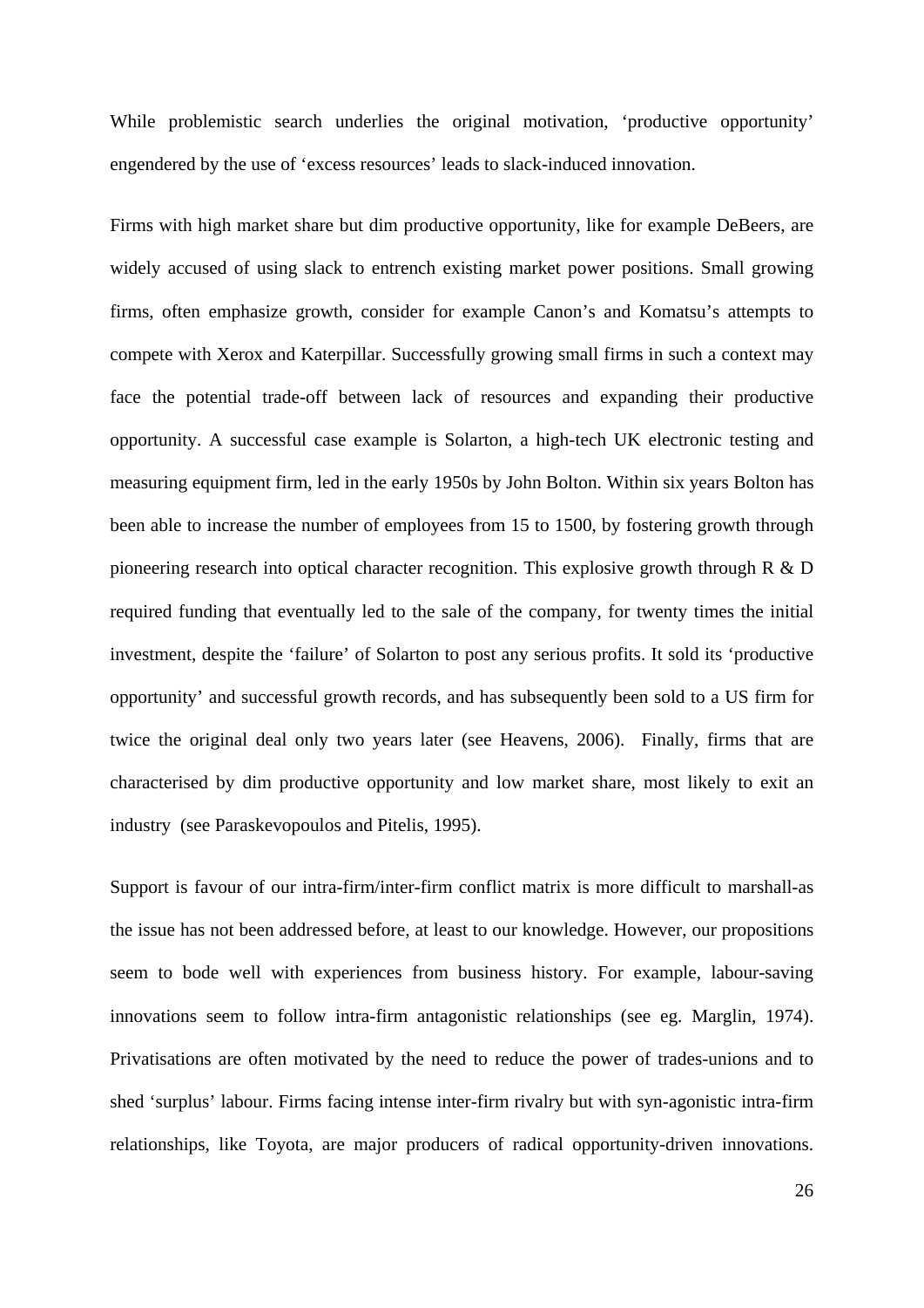While problemistic search underlies the original motivation, 'productive opportunity' engendered by the use of 'excess resources' leads to slack-induced innovation.

Firms with high market share but dim productive opportunity, like for example DeBeers, are widely accused of using slack to entrench existing market power positions. Small growing firms, often emphasize growth, consider for example Canon's and Komatsu's attempts to compete with Xerox and Katerpillar. Successfully growing small firms in such a context may face the potential trade-off between lack of resources and expanding their productive opportunity. A successful case example is Solarton, a high-tech UK electronic testing and measuring equipment firm, led in the early 1950s by John Bolton. Within six years Bolton has been able to increase the number of employees from 15 to 1500, by fostering growth through pioneering research into optical character recognition. This explosive growth through R & D required funding that eventually led to the sale of the company, for twenty times the initial investment, despite the 'failure' of Solarton to post any serious profits. It sold its 'productive opportunity' and successful growth records, and has subsequently been sold to a US firm for twice the original deal only two years later (see Heavens, 2006).  Finally, firms that are characterised by dim productive opportunity and low market share, most likely to exit an industry  (see Paraskevopoulos and Pitelis, 1995).

Support is favour of our intra-firm/inter-firm conflict matrix is more difficult to marshall-as the issue has not been addressed before, at least to our knowledge. However, our propositions seem to bode well with experiences from business history. For example, labour-saving innovations seem to follow intra-firm antagonistic relationships (see eg. Marglin, 1974). Privatisations are often motivated by the need to reduce the power of trades-unions and to shed 'surplus' labour. Firms facing intense inter-firm rivalry but with syn-agonistic intra-firm relationships, like Toyota, are major producers of radical opportunity-driven innovations.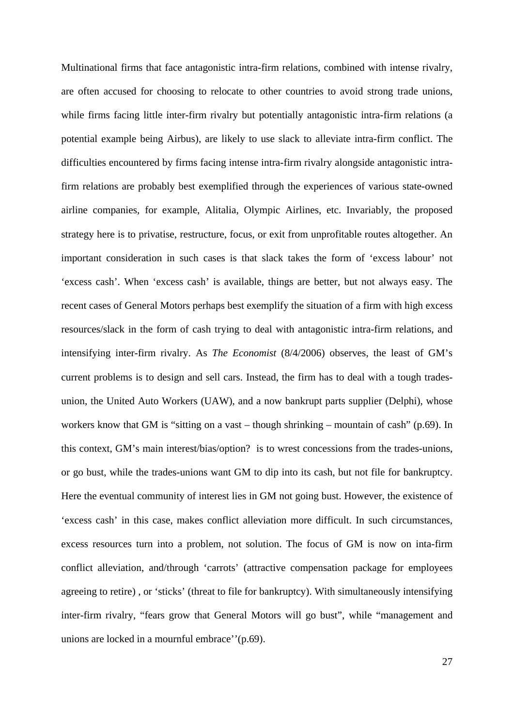Multinational firms that face antagonistic intra-firm relations, combined with intense rivalry, are often accused for choosing to relocate to other countries to avoid strong trade unions, while firms facing little inter-firm rivalry but potentially antagonistic intra-firm relations (a potential example being Airbus), are likely to use slack to alleviate intra-firm conflict. The difficulties encountered by firms facing intense intra-firm rivalry alongside antagonistic intra-firm relations are probably best exemplified through the experiences of various state-owned airline companies, for example, Alitalia, Olympic Airlines, etc. Invariably, the proposed strategy here is to privatise, restructure, focus, or exit from unprofitable routes altogether. An important consideration in such cases is that slack takes the form of 'excess labour' not 'excess cash'. When 'excess cash' is available, things are better, but not always easy. The recent cases of General Motors perhaps best exemplify the situation of a firm with high excess resources/slack in the form of cash trying to deal with antagonistic intra-firm relations, and intensifying inter-firm rivalry. As *The Economist* (8/4/2006) observes, the least of GM's current problems is to design and sell cars. Instead, the firm has to deal with a tough trades-union, the United Auto Workers (UAW), and a now bankrupt parts supplier (Delphi), whose workers know that GM is "sitting on a vast – though shrinking – mountain of cash" (p.69). In this context, GM's main interest/bias/option? is to wrest concessions from the trades-unions, or go bust, while the trades-unions want GM to dip into its cash, but not file for bankruptcy. Here the eventual community of interest lies in GM not going bust. However, the existence of 'excess cash' in this case, makes conflict alleviation more difficult. In such circumstances, excess resources turn into a problem, not solution. The focus of GM is now on inta-firm conflict alleviation, and/through 'carrots' (attractive compensation package for employees agreeing to retire) , or 'sticks' (threat to file for bankruptcy). With simultaneously intensifying inter-firm rivalry, "fears grow that General Motors will go bust", while "management and unions are locked in a mournful embrace''(p.69).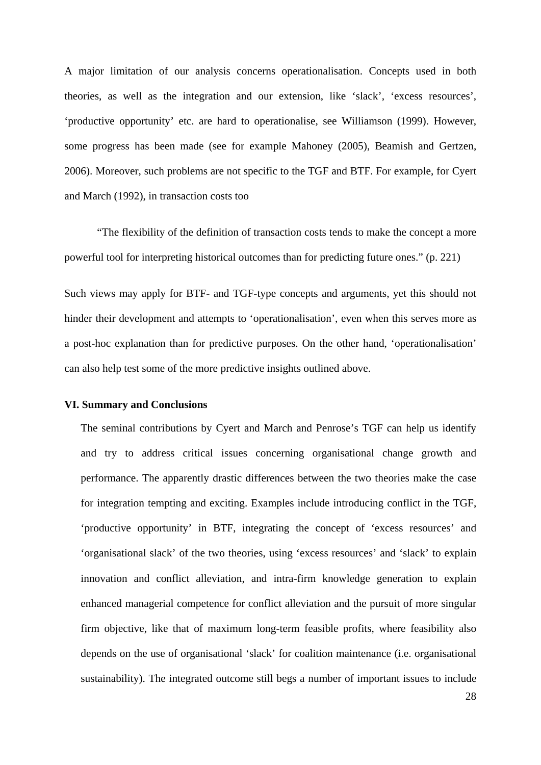A major limitation of our analysis concerns operationalisation. Concepts used in both theories, as well as the integration and our extension, like ‘slack’, ‘excess resources’, ‘productive opportunity’ etc. are hard to operationalise, see Williamson (1999). However, some progress has been made (see for example Mahoney (2005), Beamish and Gertzen, 2006). Moreover, such problems are not specific to the TGF and BTF. For example, for Cyert and March (1992), in transaction costs too

> “The flexibility of the definition of transaction costs tends to make the concept a more powerful tool for interpreting historical outcomes than for predicting future ones.” (p. 221)

Such views may apply for BTF- and TGF-type concepts and arguments, yet this should not hinder their development and attempts to ‘operationalisation’, even when this serves more as a post-hoc explanation than for predictive purposes. On the other hand, ‘operationalisation’ can also help test some of the more predictive insights outlined above.

**VI. Summary and Conclusions**

The seminal contributions by Cyert and March and Penrose’s TGF can help us identify and try to address critical issues concerning organisational change growth and performance. The apparently drastic differences between the two theories make the case for integration tempting and exciting. Examples include introducing conflict in the TGF, ‘productive opportunity’ in BTF, integrating the concept of ‘excess resources’ and ‘organisational slack’ of the two theories, using ‘excess resources’ and ‘slack’ to explain innovation and conflict alleviation, and intra-firm knowledge generation to explain enhanced managerial competence for conflict alleviation and the pursuit of more singular firm objective, like that of maximum long-term feasible profits, where feasibility also depends on the use of organisational ‘slack’ for coalition maintenance (i.e. organisational sustainability). The integrated outcome still begs a number of important issues to include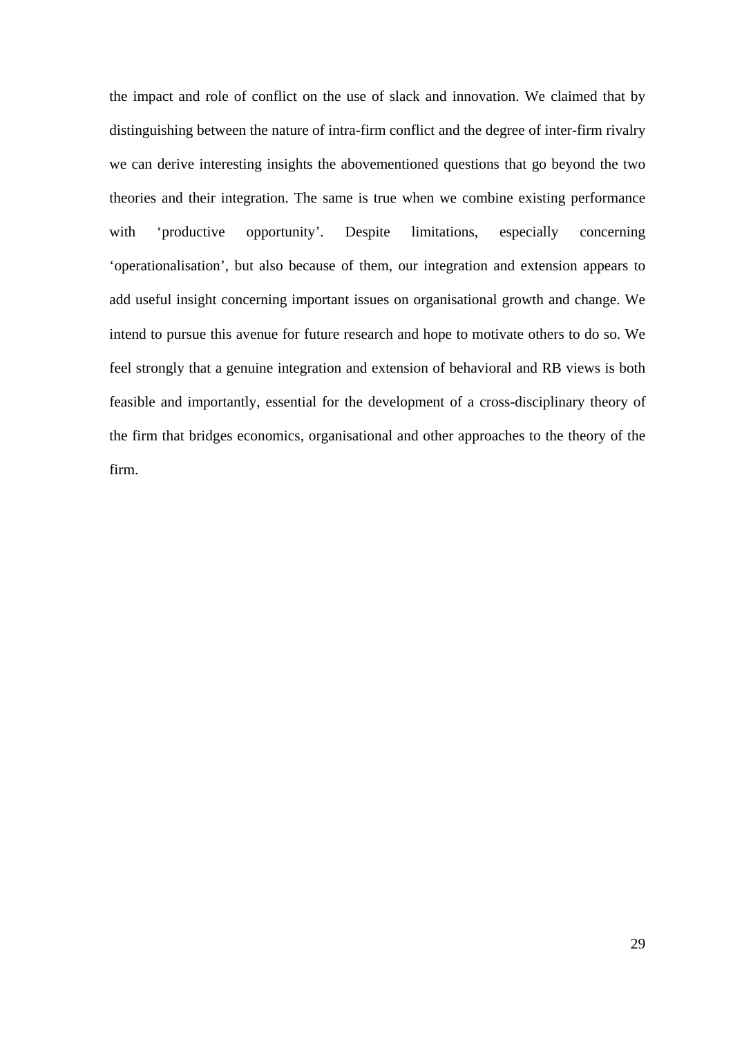the impact and role of conflict on the use of slack and innovation. We claimed that by distinguishing between the nature of intra-firm conflict and the degree of inter-firm rivalry we can derive interesting insights the abovementioned questions that go beyond the two theories and their integration. The same is true when we combine existing performance with 'productive opportunity'. Despite limitations, especially concerning 'operationalisation', but also because of them, our integration and extension appears to add useful insight concerning important issues on organisational growth and change. We intend to pursue this avenue for future research and hope to motivate others to do so. We feel strongly that a genuine integration and extension of behavioral and RB views is both feasible and importantly, essential for the development of a cross-disciplinary theory of the firm that bridges economics, organisational and other approaches to the theory of the firm.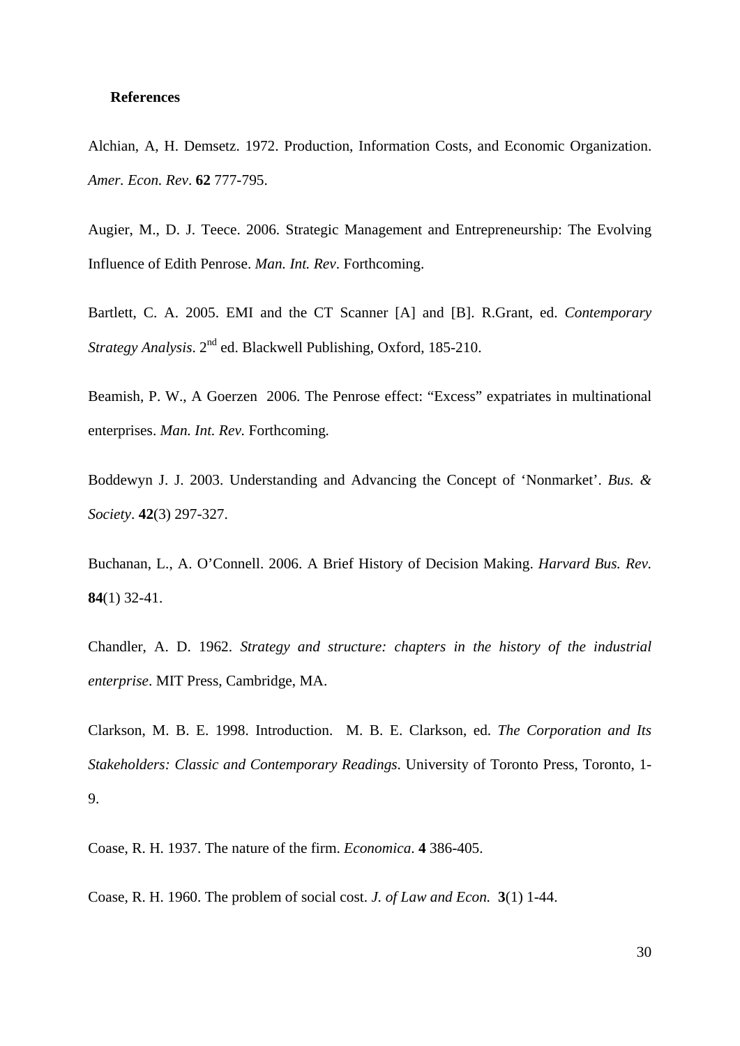**References**

Alchian, A, H. Demsetz. 1972. Production, Information Costs, and Economic Organization. *Amer. Econ. Rev*. **62** 777-795.

Augier, M., D. J. Teece. 2006. Strategic Management and Entrepreneurship: The Evolving Influence of Edith Penrose. *Man. Int. Rev*. Forthcoming.

Bartlett, C. A. 2005. EMI and the CT Scanner [A] and [B]. R.Grant, ed. *Contemporary Strategy Analysis*. 2nd ed. Blackwell Publishing, Oxford, 185-210.

Beamish, P. W., A Goerzen 2006. The Penrose effect: "Excess" expatriates in multinational enterprises. *Man. Int. Rev.* Forthcoming.

Boddewyn J. J. 2003. Understanding and Advancing the Concept of 'Nonmarket'. *Bus. & Society*. **42**(3) 297-327.

Buchanan, L., A. O'Connell. 2006. A Brief History of Decision Making. *Harvard Bus. Rev.* **84**(1) 32-41.

Chandler, A. D. 1962. *Strategy and structure: chapters in the history of the industrial enterprise*. MIT Press, Cambridge, MA.

Clarkson, M. B. E. 1998. Introduction. M. B. E. Clarkson, ed. *The Corporation and Its Stakeholders: Classic and Contemporary Readings*. University of Toronto Press, Toronto, 1-9.

Coase, R. H. 1937. The nature of the firm. *Economica*. **4** 386-405.

Coase, R. H. 1960. The problem of social cost. *J. of Law and Econ.* **3**(1) 1-44.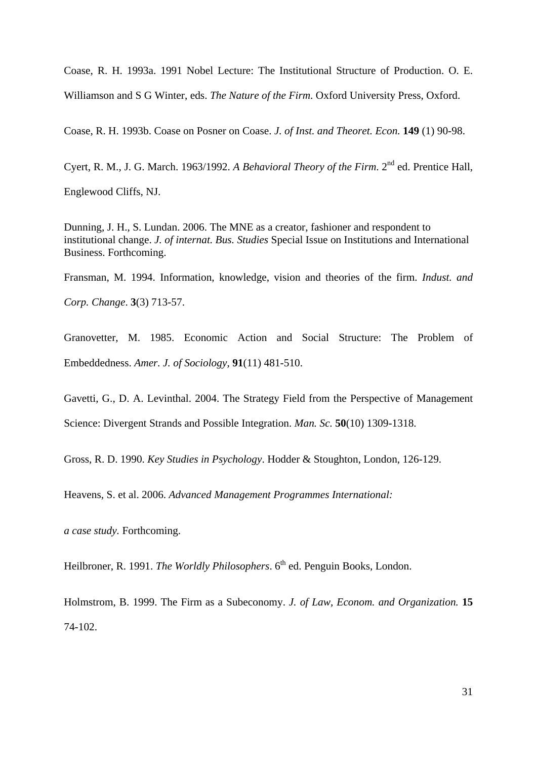Coase, R. H. 1993a. 1991 Nobel Lecture: The Institutional Structure of Production. O. E. Williamson and S G Winter, eds. *The Nature of the Firm*. Oxford University Press, Oxford.

Coase, R. H. 1993b. Coase on Posner on Coase. *J. of Inst. and Theoret. Econ.* **149** (1) 90-98.

Cyert, R. M., J. G. March. 1963/1992. *A Behavioral Theory of the Firm*. 2nd ed. Prentice Hall, Englewood Cliffs, NJ.

Dunning, J. H., S. Lundan. 2006. The MNE as a creator, fashioner and respondent to institutional change. *J. of internat. Bus. Studies* Special Issue on Institutions and International Business. Forthcoming.

Fransman, M. 1994. Information, knowledge, vision and theories of the firm. *Indust. and Corp. Change*. **3**(3) 713-57.

Granovetter, M. 1985. Economic Action and Social Structure: The Problem of Embeddedness. *Amer. J. of Sociology*, **91**(11) 481-510.

Gavetti, G., D. A. Levinthal. 2004. The Strategy Field from the Perspective of Management Science: Divergent Strands and Possible Integration. *Man. Sc.* **50**(10) 1309-1318.

Gross, R. D. 1990. *Key Studies in Psychology*. Hodder & Stoughton, London, 126-129.

Heavens, S. et al. 2006. *Advanced Management Programmes International: a case study*. Forthcoming.

Heilbroner, R. 1991. *The Worldly Philosophers*. 6th ed. Penguin Books, London.

Holmstrom, B. 1999. The Firm as a Subeconomy. *J. of Law, Econom. and Organization.* **15** 74-102.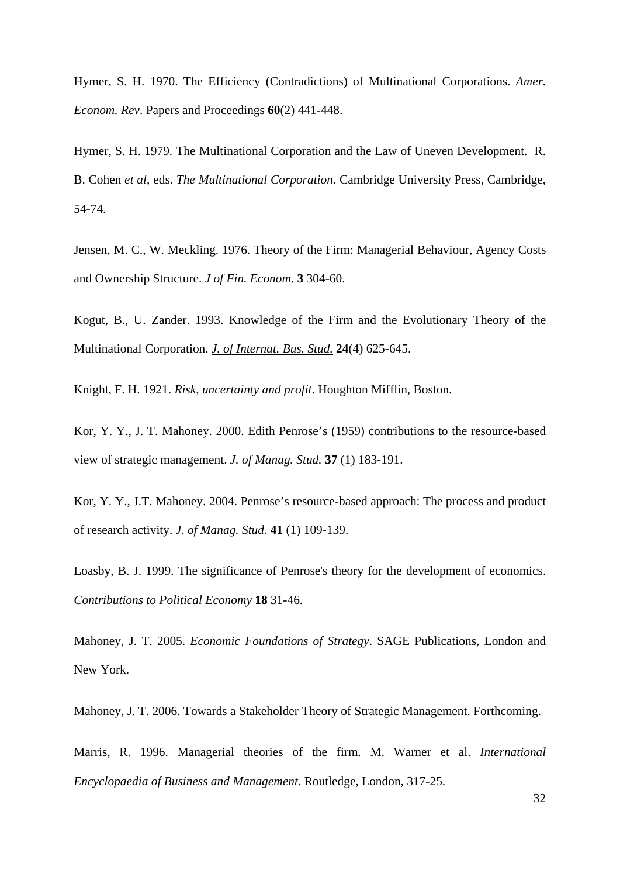Hymer, S. H. 1970. The Efficiency (Contradictions) of Multinational Corporations. *Amer. Econom. Rev*. Papers and Proceedings **60**(2) 441-448.

Hymer, S. H. 1979. The Multinational Corporation and the Law of Uneven Development. R. B. Cohen *et al*, eds. *The Multinational Corporation.* Cambridge University Press, Cambridge, 54-74.

Jensen, M. C., W. Meckling. 1976. Theory of the Firm: Managerial Behaviour, Agency Costs and Ownership Structure. *J of Fin. Econom*. **3** 304-60.

Kogut, B., U. Zander. 1993. Knowledge of the Firm and the Evolutionary Theory of the Multinational Corporation. *J. of Internat. Bus. Stud.* **24**(4) 625-645.

Knight, F. H. 1921. *Risk, uncertainty and profit*. Houghton Mifflin, Boston.

Kor, Y. Y., J. T. Mahoney. 2000. Edith Penrose's (1959) contributions to the resource-based view of strategic management. *J. of Manag. Stud.* **37** (1) 183-191.

Kor, Y. Y., J.T. Mahoney. 2004. Penrose's resource-based approach: The process and product of research activity. *J. of Manag. Stud.* **41** (1) 109-139.

Loasby, B. J. 1999. The significance of Penrose's theory for the development of economics. *Contributions to Political Economy* **18** 31-46.

Mahoney, J. T. 2005. *Economic Foundations of Strategy*. SAGE Publications, London and New York.

Mahoney, J. T. 2006. Towards a Stakeholder Theory of Strategic Management. Forthcoming.

Marris, R. 1996. Managerial theories of the firm. M. Warner et al. *International Encyclopaedia of Business and Management*. Routledge, London, 317-25.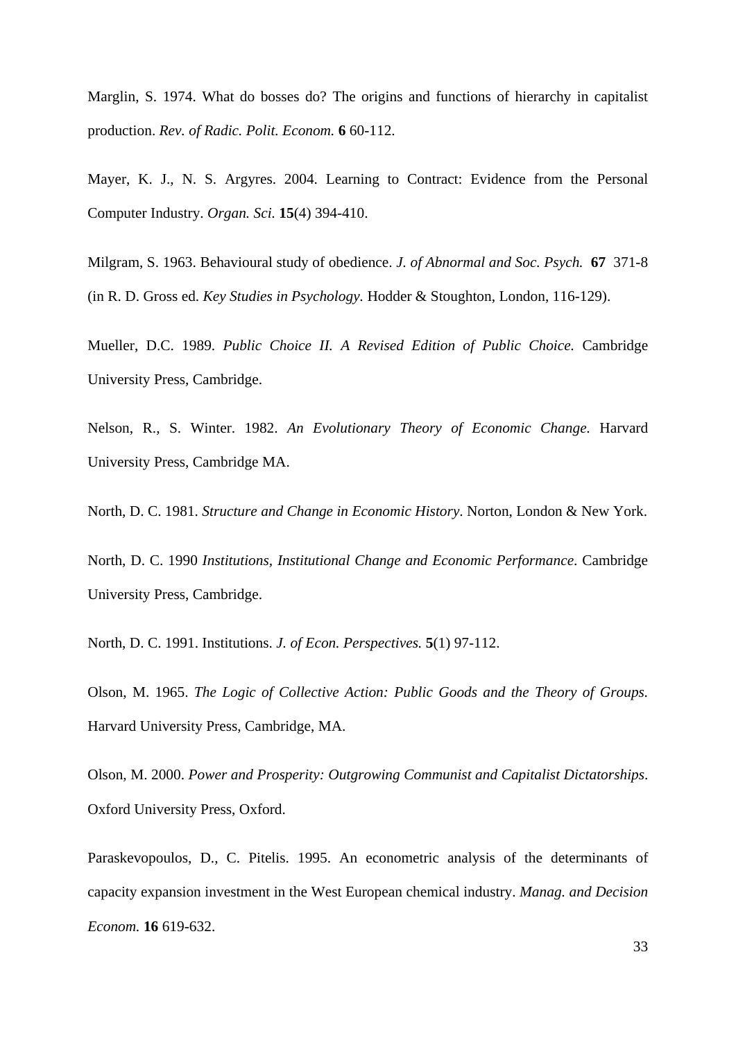Marglin, S. 1974. What do bosses do? The origins and functions of hierarchy in capitalist production. *Rev. of Radic. Polit. Econom.* **6** 60-112.

Mayer, K. J., N. S. Argyres. 2004. Learning to Contract: Evidence from the Personal Computer Industry. *Organ. Sci.* **15**(4) 394-410.

Milgram, S. 1963. Behavioural study of obedience. *J. of Abnormal and Soc. Psych.* **67** 371-8 (in R. D. Gross ed. *Key Studies in Psychology.* Hodder & Stoughton, London, 116-129).

Mueller, D.C. 1989. *Public Choice II. A Revised Edition of Public Choice.* Cambridge University Press, Cambridge.

Nelson, R., S. Winter. 1982. *An Evolutionary Theory of Economic Change.* Harvard University Press, Cambridge MA.

North, D. C. 1981. *Structure and Change in Economic History*. Norton, London & New York.

North, D. C. 1990 *Institutions, Institutional Change and Economic Performance*. Cambridge University Press, Cambridge.

North, D. C. 1991. Institutions. *J. of Econ. Perspectives.* **5**(1) 97-112.

Olson, M. 1965. *The Logic of Collective Action: Public Goods and the Theory of Groups.* Harvard University Press, Cambridge, MA.

Olson, M. 2000. *Power and Prosperity: Outgrowing Communist and Capitalist Dictatorships*. Oxford University Press, Oxford.

Paraskevopoulos, D., C. Pitelis. 1995. An econometric analysis of the determinants of capacity expansion investment in the West European chemical industry. *Manag. and Decision Econom.* **16** 619-632.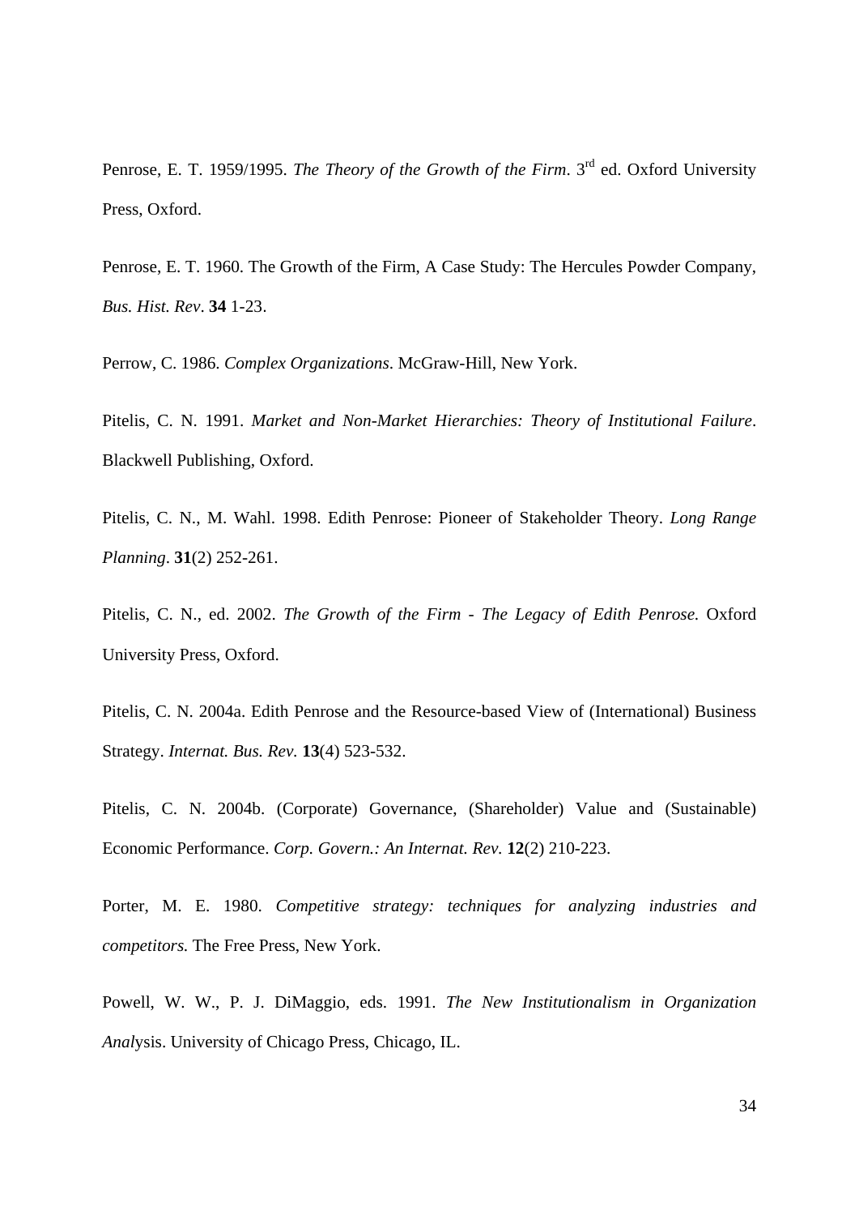Penrose, E. T. 1959/1995. *The Theory of the Growth of the Firm*. 3rd ed. Oxford University Press, Oxford.

Penrose, E. T. 1960. The Growth of the Firm, A Case Study: The Hercules Powder Company, *Bus. Hist. Rev*. **34** 1-23.

Perrow, C. 1986. *Complex Organizations*. McGraw-Hill, New York.

Pitelis, C. N. 1991. *Market and Non-Market Hierarchies: Theory of Institutional Failure*. Blackwell Publishing, Oxford.

Pitelis, C. N., M. Wahl. 1998. Edith Penrose: Pioneer of Stakeholder Theory. *Long Range Planning*. **31**(2) 252-261.

Pitelis, C. N., ed. 2002. *The Growth of the Firm - The Legacy of Edith Penrose.* Oxford University Press, Oxford.

Pitelis, C. N. 2004a. Edith Penrose and the Resource-based View of (International) Business Strategy. *Internat. Bus. Rev.* **13**(4) 523-532.

Pitelis, C. N. 2004b. (Corporate) Governance, (Shareholder) Value and (Sustainable) Economic Performance. *Corp. Govern.: An Internat. Rev.* **12**(2) 210-223.

Porter, M. E. 1980. *Competitive strategy: techniques for analyzing industries and competitors.* The Free Press, New York.

Powell, W. W., P. J. DiMaggio, eds. 1991. *The New Institutionalism in Organization Analysis*. University of Chicago Press, Chicago, IL.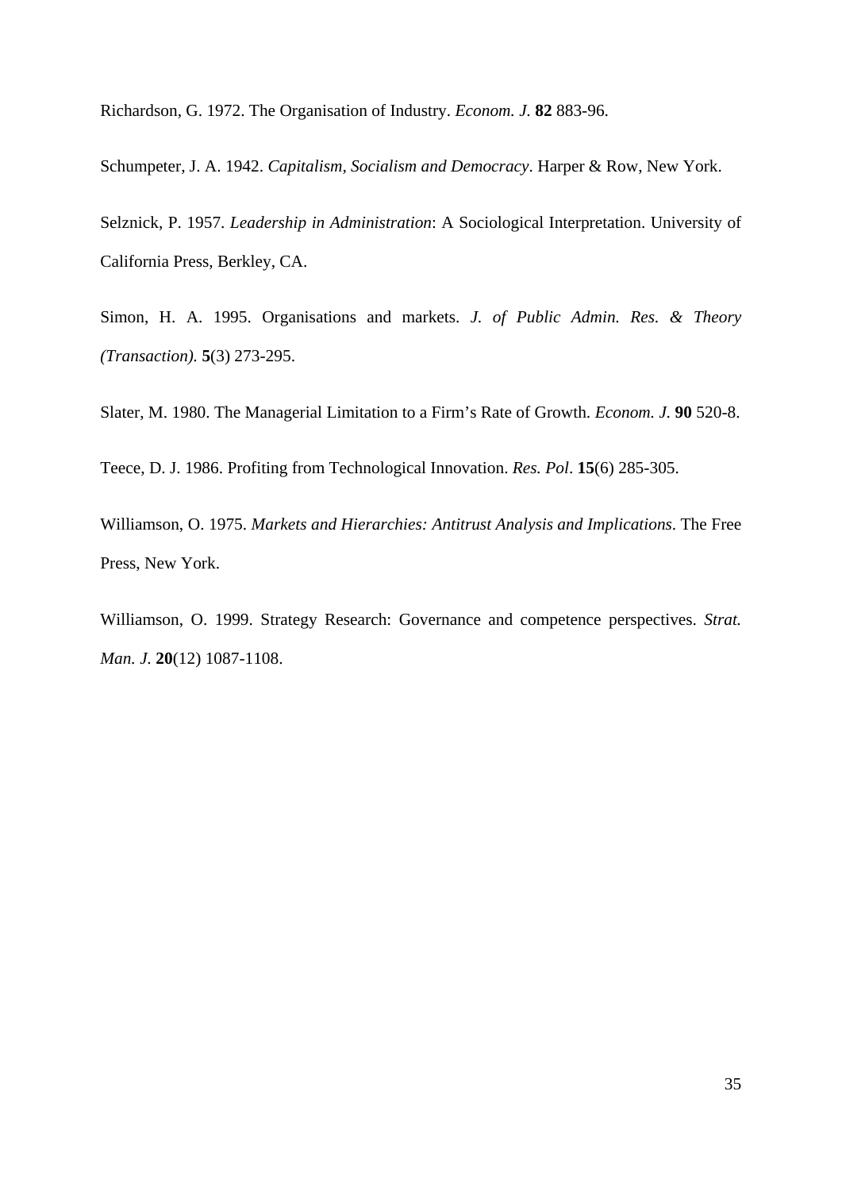Richardson, G. 1972. The Organisation of Industry. *Econom. J.* **82** 883-96.

Schumpeter, J. A. 1942. *Capitalism, Socialism and Democracy*. Harper & Row, New York.

Selznick, P. 1957. *Leadership in Administration*: A Sociological Interpretation. University of California Press, Berkley, CA.

Simon, H. A. 1995. Organisations and markets. *J. of Public Admin. Res. & Theory (Transaction).* **5**(3) 273-295.

Slater, M. 1980. The Managerial Limitation to a Firm's Rate of Growth. *Econom. J.* **90** 520-8.

Teece, D. J. 1986. Profiting from Technological Innovation. *Res. Pol*. **15**(6) 285-305.

Williamson, O. 1975. *Markets and Hierarchies: Antitrust Analysis and Implications*. The Free Press, New York.

Williamson, O. 1999. Strategy Research: Governance and competence perspectives. *Strat. Man. J.* **20**(12) 1087-1108.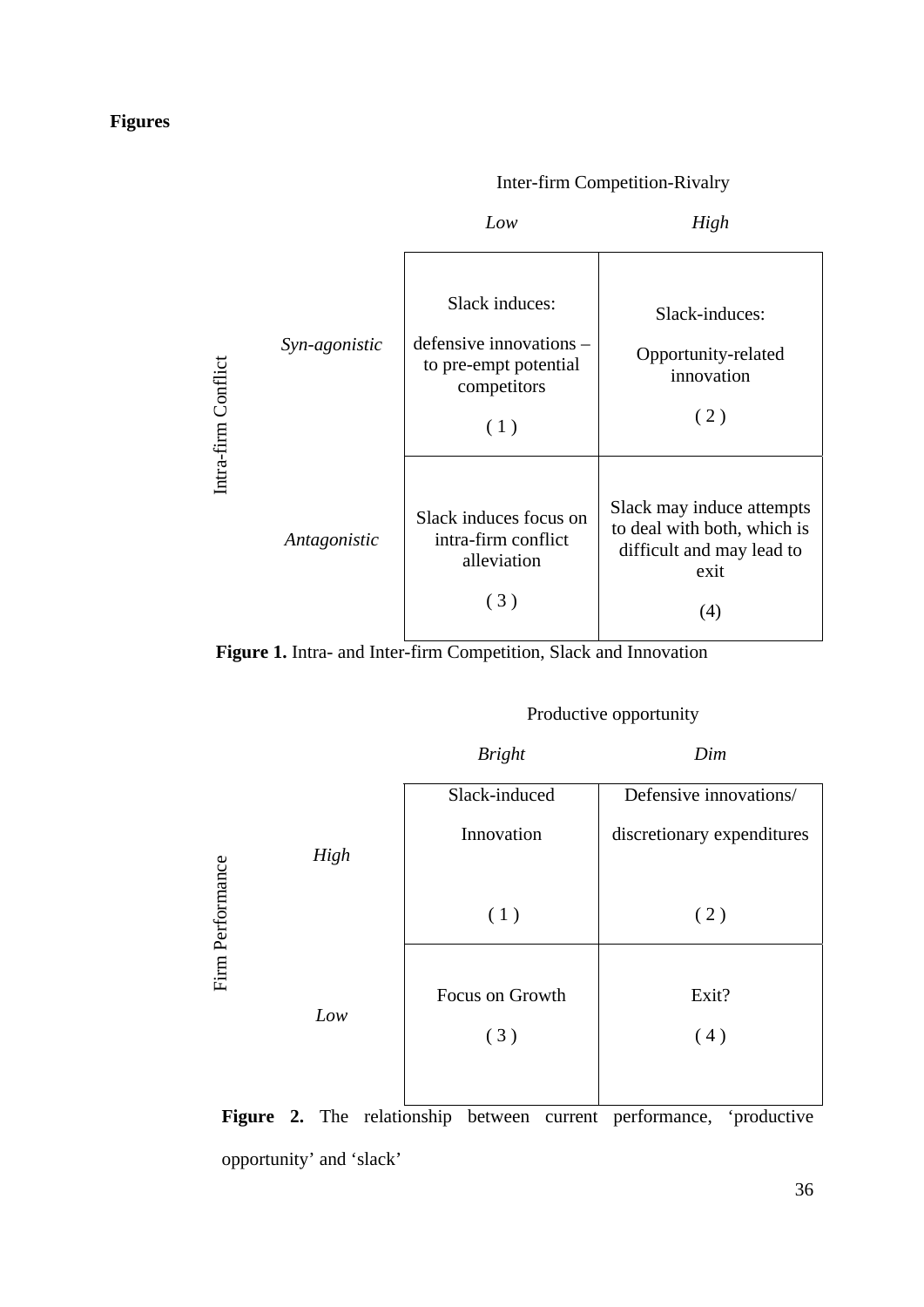## Figures

|  |  | Inter-firm Competition-Rivalry | |
|---|---|---|---|
|  |  | *Low* | *High* |
| Intra-firm Conflict | *Syn-agonistic* | Slack induces: defensive innovations – to pre-empt potential competitors ( 1 ) | Slack-induces: Opportunity-related innovation ( 2 ) |
|  | *Antagonistic* | Slack induces focus on intra-firm conflict alleviation ( 3 ) | Slack may induce attempts to deal with both, which is difficult and may lead to exit (4) |

**Figure 1.** Intra- and Inter-firm Competition, Slack and Innovation

|  |  | Productive opportunity | |
|---|---|---|---|
|  |  | *Bright* | *Dim* |
| Firm Performance | *High* | Slack-induced Innovation ( 1 ) | Defensive innovations/ discretionary expenditures ( 2 ) |
|  | *Low* | Focus on Growth ( 3 ) | Exit? ( 4 ) |

**Figure 2.** The relationship between current performance, 'productive opportunity' and 'slack'